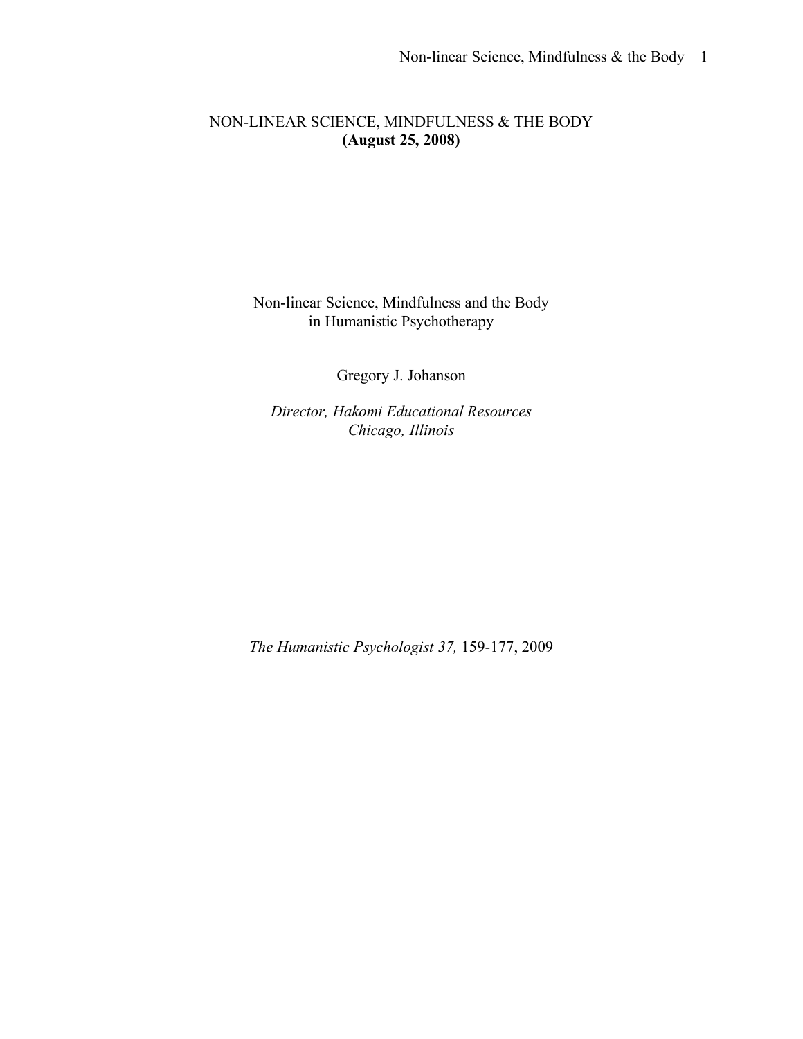NON-LINEAR SCIENCE, MINDFULNESS & THE BODY
**(August 25, 2008)**

# Non-linear Science, Mindfulness and the Body in Humanistic Psychotherapy

Gregory J. Johanson

*Director, Hakomi Educational Resources*
*Chicago, Illinois*

*The Humanistic Psychologist 37,* 159-177, 2009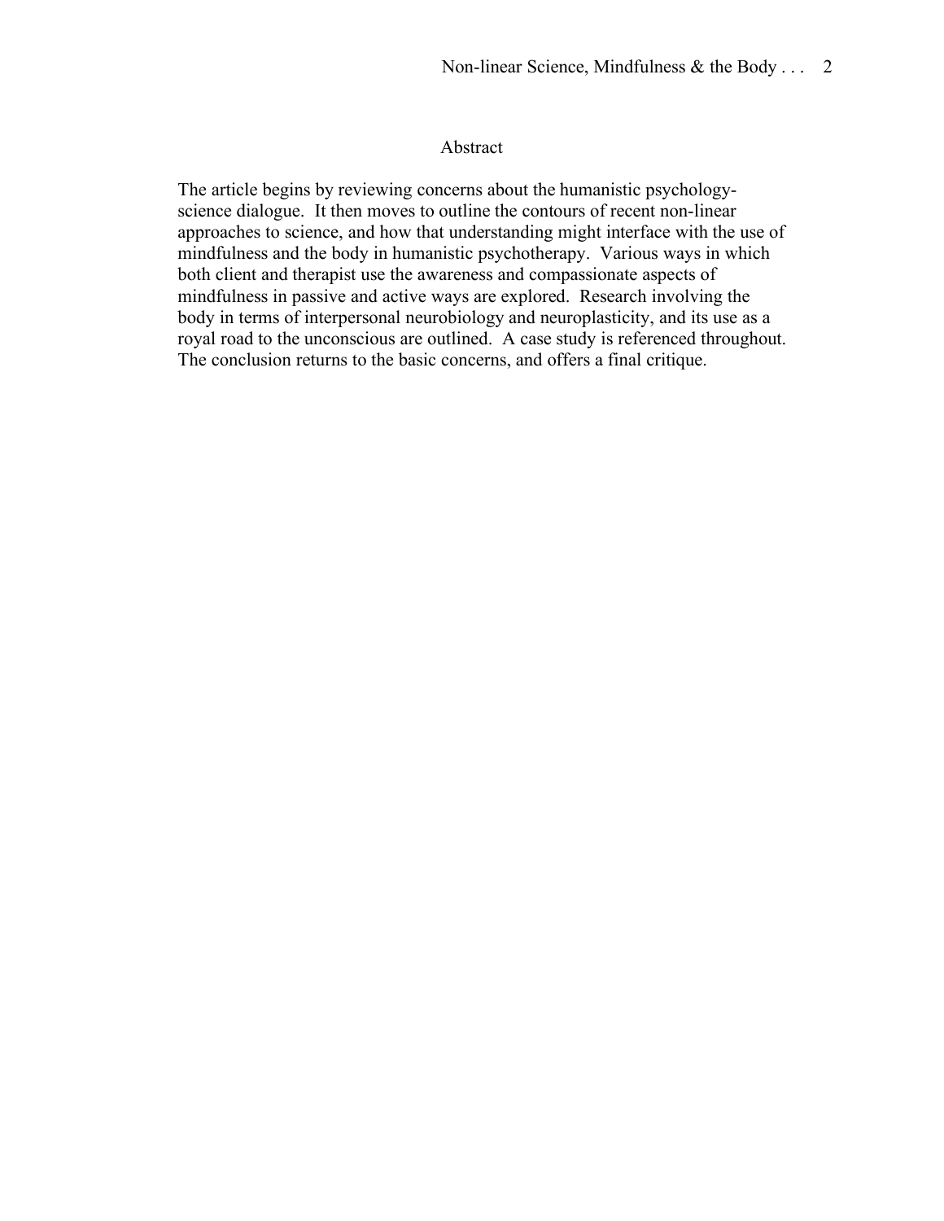## Abstract

The article begins by reviewing concerns about the humanistic psychology-science dialogue. It then moves to outline the contours of recent non-linear approaches to science, and how that understanding might interface with the use of mindfulness and the body in humanistic psychotherapy. Various ways in which both client and therapist use the awareness and compassionate aspects of mindfulness in passive and active ways are explored. Research involving the body in terms of interpersonal neurobiology and neuroplasticity, and its use as a royal road to the unconscious are outlined. A case study is referenced throughout. The conclusion returns to the basic concerns, and offers a final critique.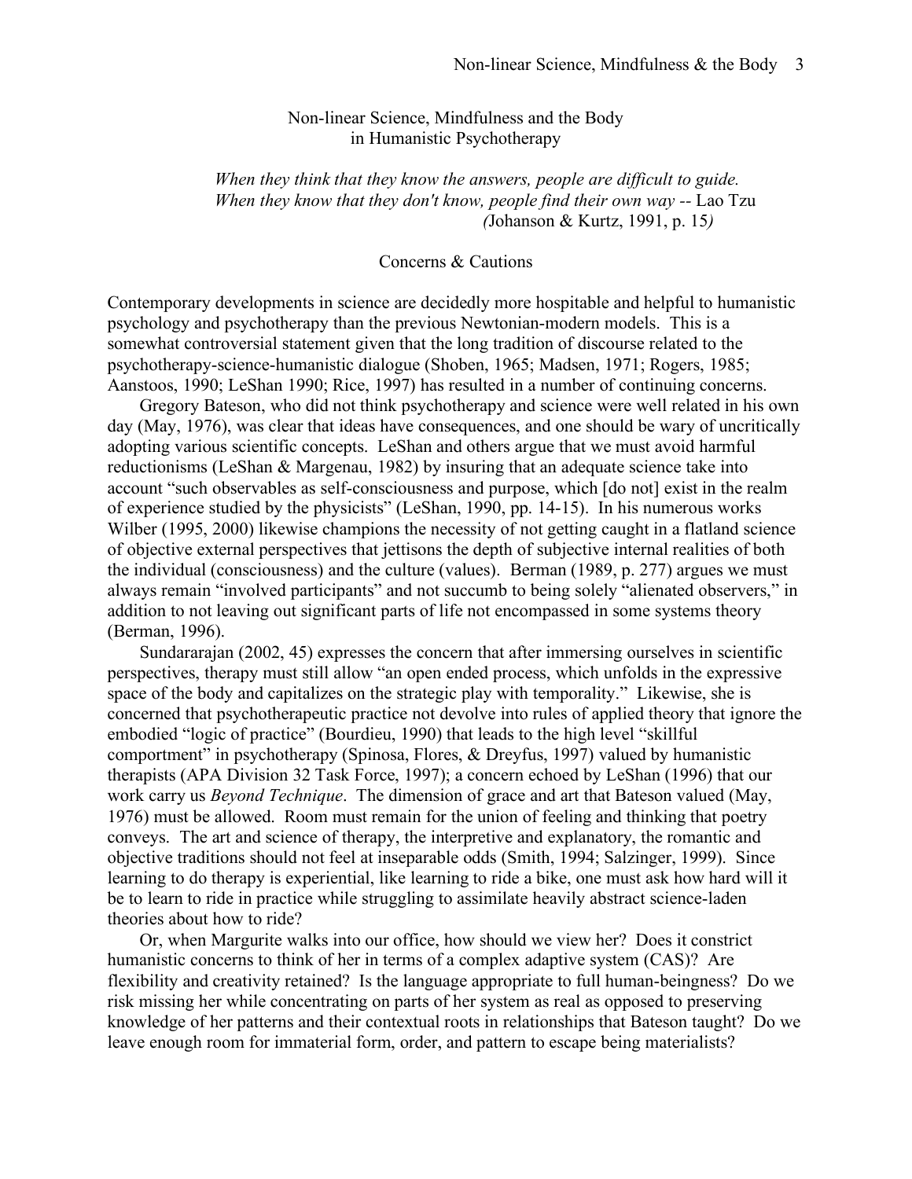# Non-linear Science, Mindfulness and the Body in Humanistic Psychotherapy

*When they think that they know the answers, people are difficult to guide.*
*When they know that they don't know, people find their own way* -- Lao Tzu
*(*Johanson & Kurtz, 1991, p. 15*)*

## Concerns & Cautions

Contemporary developments in science are decidedly more hospitable and helpful to humanistic psychology and psychotherapy than the previous Newtonian-modern models. This is a somewhat controversial statement given that the long tradition of discourse related to the psychotherapy-science-humanistic dialogue (Shoben, 1965; Madsen, 1971; Rogers, 1985; Aanstoos, 1990; LeShan 1990; Rice, 1997) has resulted in a number of continuing concerns.

Gregory Bateson, who did not think psychotherapy and science were well related in his own day (May, 1976), was clear that ideas have consequences, and one should be wary of uncritically adopting various scientific concepts. LeShan and others argue that we must avoid harmful reductionisms (LeShan & Margenau, 1982) by insuring that an adequate science take into account "such observables as self-consciousness and purpose, which [do not] exist in the realm of experience studied by the physicists" (LeShan, 1990, pp. 14-15). In his numerous works Wilber (1995, 2000) likewise champions the necessity of not getting caught in a flatland science of objective external perspectives that jettisons the depth of subjective internal realities of both the individual (consciousness) and the culture (values). Berman (1989, p. 277) argues we must always remain "involved participants" and not succumb to being solely "alienated observers," in addition to not leaving out significant parts of life not encompassed in some systems theory (Berman, 1996).

Sundararajan (2002, 45) expresses the concern that after immersing ourselves in scientific perspectives, therapy must still allow "an open ended process, which unfolds in the expressive space of the body and capitalizes on the strategic play with temporality." Likewise, she is concerned that psychotherapeutic practice not devolve into rules of applied theory that ignore the embodied "logic of practice" (Bourdieu, 1990) that leads to the high level "skillful comportment" in psychotherapy (Spinosa, Flores, & Dreyfus, 1997) valued by humanistic therapists (APA Division 32 Task Force, 1997); a concern echoed by LeShan (1996) that our work carry us *Beyond Technique*. The dimension of grace and art that Bateson valued (May, 1976) must be allowed. Room must remain for the union of feeling and thinking that poetry conveys. The art and science of therapy, the interpretive and explanatory, the romantic and objective traditions should not feel at inseparable odds (Smith, 1994; Salzinger, 1999). Since learning to do therapy is experiential, like learning to ride a bike, one must ask how hard will it be to learn to ride in practice while struggling to assimilate heavily abstract science-laden theories about how to ride?

Or, when Margurite walks into our office, how should we view her? Does it constrict humanistic concerns to think of her in terms of a complex adaptive system (CAS)? Are flexibility and creativity retained? Is the language appropriate to full human-beingness? Do we risk missing her while concentrating on parts of her system as real as opposed to preserving knowledge of her patterns and their contextual roots in relationships that Bateson taught? Do we leave enough room for immaterial form, order, and pattern to escape being materialists?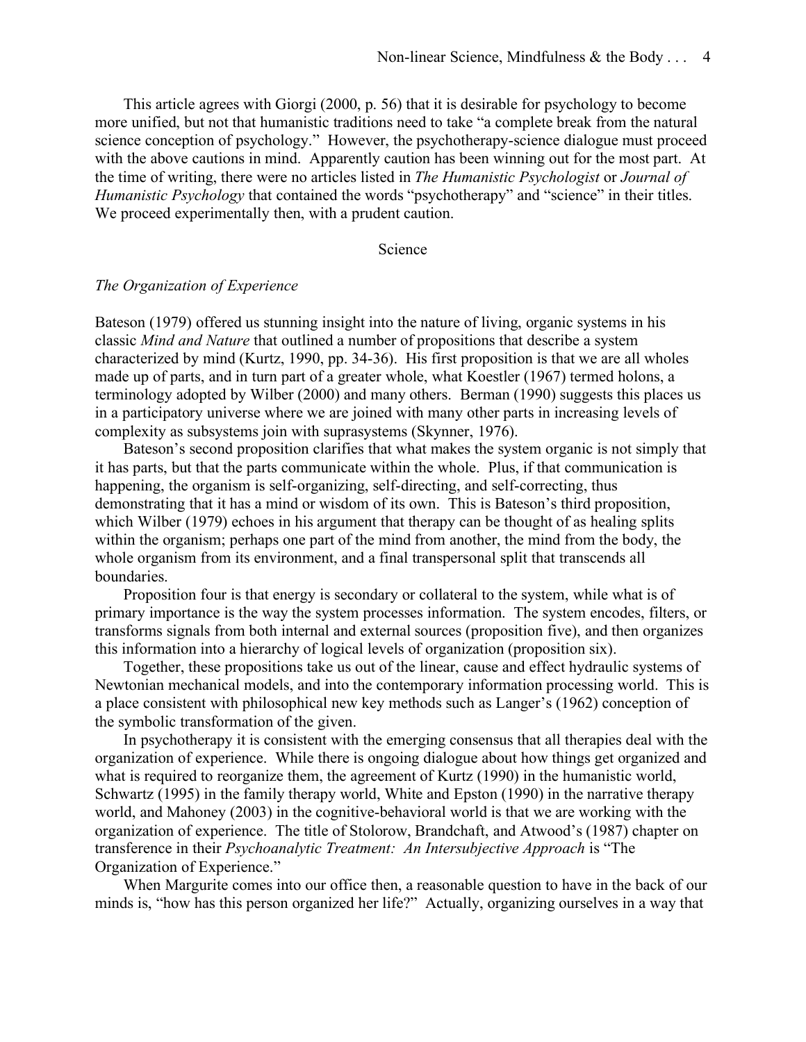This article agrees with Giorgi (2000, p. 56) that it is desirable for psychology to become more unified, but not that humanistic traditions need to take "a complete break from the natural science conception of psychology." However, the psychotherapy-science dialogue must proceed with the above cautions in mind. Apparently caution has been winning out for the most part. At the time of writing, there were no articles listed in *The Humanistic Psychologist* or *Journal of Humanistic Psychology* that contained the words "psychotherapy" and "science" in their titles. We proceed experimentally then, with a prudent caution.

## Science

### *The Organization of Experience*

Bateson (1979) offered us stunning insight into the nature of living, organic systems in his classic *Mind and Nature* that outlined a number of propositions that describe a system characterized by mind (Kurtz, 1990, pp. 34-36). His first proposition is that we are all wholes made up of parts, and in turn part of a greater whole, what Koestler (1967) termed holons, a terminology adopted by Wilber (2000) and many others. Berman (1990) suggests this places us in a participatory universe where we are joined with many other parts in increasing levels of complexity as subsystems join with suprasystems (Skynner, 1976).

Bateson's second proposition clarifies that what makes the system organic is not simply that it has parts, but that the parts communicate within the whole. Plus, if that communication is happening, the organism is self-organizing, self-directing, and self-correcting, thus demonstrating that it has a mind or wisdom of its own. This is Bateson's third proposition, which Wilber (1979) echoes in his argument that therapy can be thought of as healing splits within the organism; perhaps one part of the mind from another, the mind from the body, the whole organism from its environment, and a final transpersonal split that transcends all boundaries.

Proposition four is that energy is secondary or collateral to the system, while what is of primary importance is the way the system processes information. The system encodes, filters, or transforms signals from both internal and external sources (proposition five), and then organizes this information into a hierarchy of logical levels of organization (proposition six).

Together, these propositions take us out of the linear, cause and effect hydraulic systems of Newtonian mechanical models, and into the contemporary information processing world. This is a place consistent with philosophical new key methods such as Langer's (1962) conception of the symbolic transformation of the given.

In psychotherapy it is consistent with the emerging consensus that all therapies deal with the organization of experience. While there is ongoing dialogue about how things get organized and what is required to reorganize them, the agreement of Kurtz (1990) in the humanistic world, Schwartz (1995) in the family therapy world, White and Epston (1990) in the narrative therapy world, and Mahoney (2003) in the cognitive-behavioral world is that we are working with the organization of experience. The title of Stolorow, Brandchaft, and Atwood's (1987) chapter on transference in their *Psychoanalytic Treatment: An Intersubjective Approach* is "The Organization of Experience."

When Margurite comes into our office then, a reasonable question to have in the back of our minds is, "how has this person organized her life?" Actually, organizing ourselves in a way that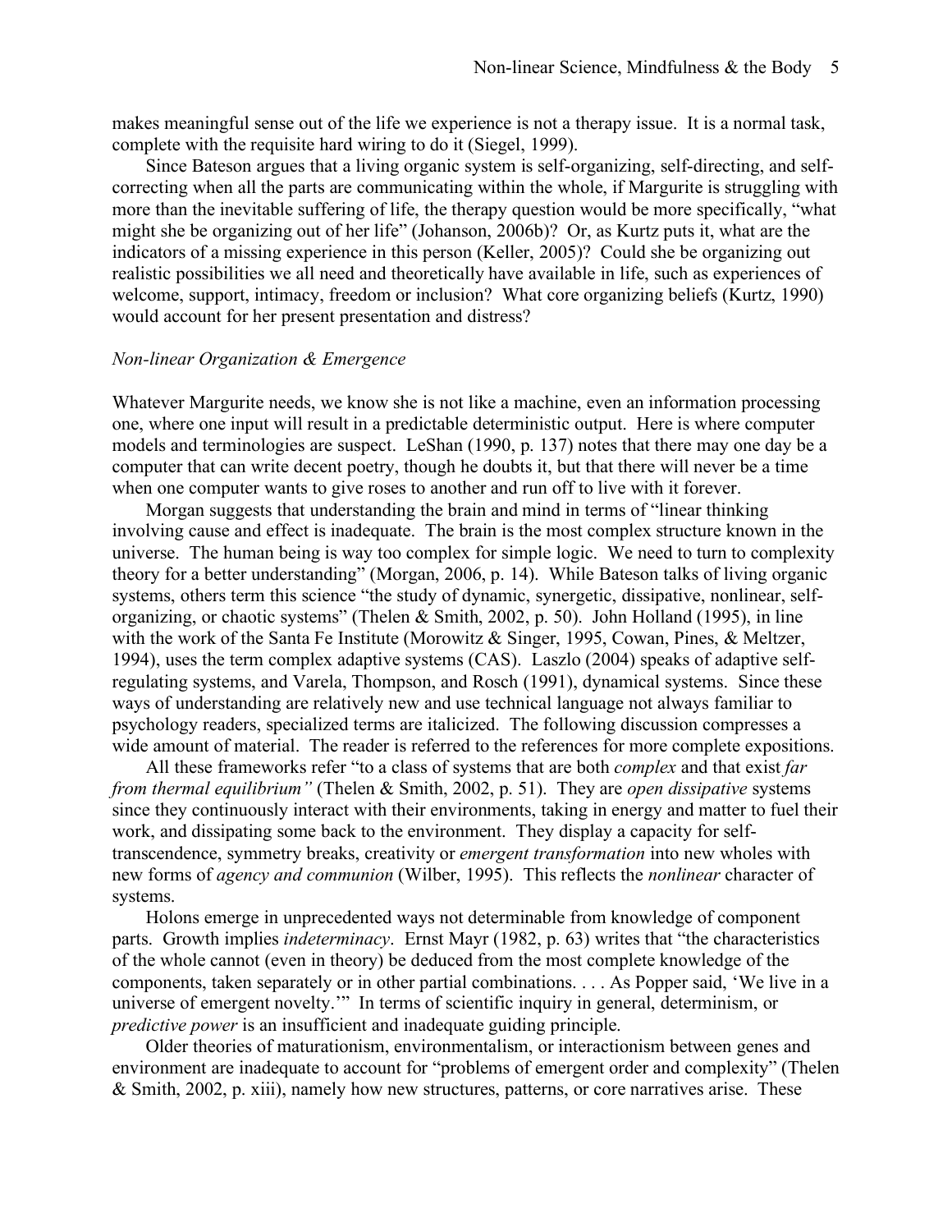makes meaningful sense out of the life we experience is not a therapy issue. It is a normal task, complete with the requisite hard wiring to do it (Siegel, 1999).

Since Bateson argues that a living organic system is self-organizing, self-directing, and self-correcting when all the parts are communicating within the whole, if Margurite is struggling with more than the inevitable suffering of life, the therapy question would be more specifically, "what might she be organizing out of her life" (Johanson, 2006b)? Or, as Kurtz puts it, what are the indicators of a missing experience in this person (Keller, 2005)? Could she be organizing out realistic possibilities we all need and theoretically have available in life, such as experiences of welcome, support, intimacy, freedom or inclusion? What core organizing beliefs (Kurtz, 1990) would account for her present presentation and distress?

*Non-linear Organization & Emergence*

Whatever Margurite needs, we know she is not like a machine, even an information processing one, where one input will result in a predictable deterministic output. Here is where computer models and terminologies are suspect. LeShan (1990, p. 137) notes that there may one day be a computer that can write decent poetry, though he doubts it, but that there will never be a time when one computer wants to give roses to another and run off to live with it forever.

Morgan suggests that understanding the brain and mind in terms of "linear thinking involving cause and effect is inadequate. The brain is the most complex structure known in the universe. The human being is way too complex for simple logic. We need to turn to complexity theory for a better understanding" (Morgan, 2006, p. 14). While Bateson talks of living organic systems, others term this science "the study of dynamic, synergetic, dissipative, nonlinear, self-organizing, or chaotic systems" (Thelen & Smith, 2002, p. 50). John Holland (1995), in line with the work of the Santa Fe Institute (Morowitz & Singer, 1995, Cowan, Pines, & Meltzer, 1994), uses the term complex adaptive systems (CAS). Laszlo (2004) speaks of adaptive self-regulating systems, and Varela, Thompson, and Rosch (1991), dynamical systems. Since these ways of understanding are relatively new and use technical language not always familiar to psychology readers, specialized terms are italicized. The following discussion compresses a wide amount of material. The reader is referred to the references for more complete expositions.

All these frameworks refer "to a class of systems that are both *complex* and that exist *far from thermal equilibrium"* (Thelen & Smith, 2002, p. 51). They are *open dissipative* systems since they continuously interact with their environments, taking in energy and matter to fuel their work, and dissipating some back to the environment. They display a capacity for self-transcendence, symmetry breaks, creativity or *emergent transformation* into new wholes with new forms of *agency and communion* (Wilber, 1995). This reflects the *nonlinear* character of systems.

Holons emerge in unprecedented ways not determinable from knowledge of component parts. Growth implies *indeterminacy*. Ernst Mayr (1982, p. 63) writes that "the characteristics of the whole cannot (even in theory) be deduced from the most complete knowledge of the components, taken separately or in other partial combinations. . . . As Popper said, 'We live in a universe of emergent novelty.'" In terms of scientific inquiry in general, determinism, or *predictive power* is an insufficient and inadequate guiding principle.

Older theories of maturationism, environmentalism, or interactionism between genes and environment are inadequate to account for "problems of emergent order and complexity" (Thelen & Smith, 2002, p. xiii), namely how new structures, patterns, or core narratives arise. These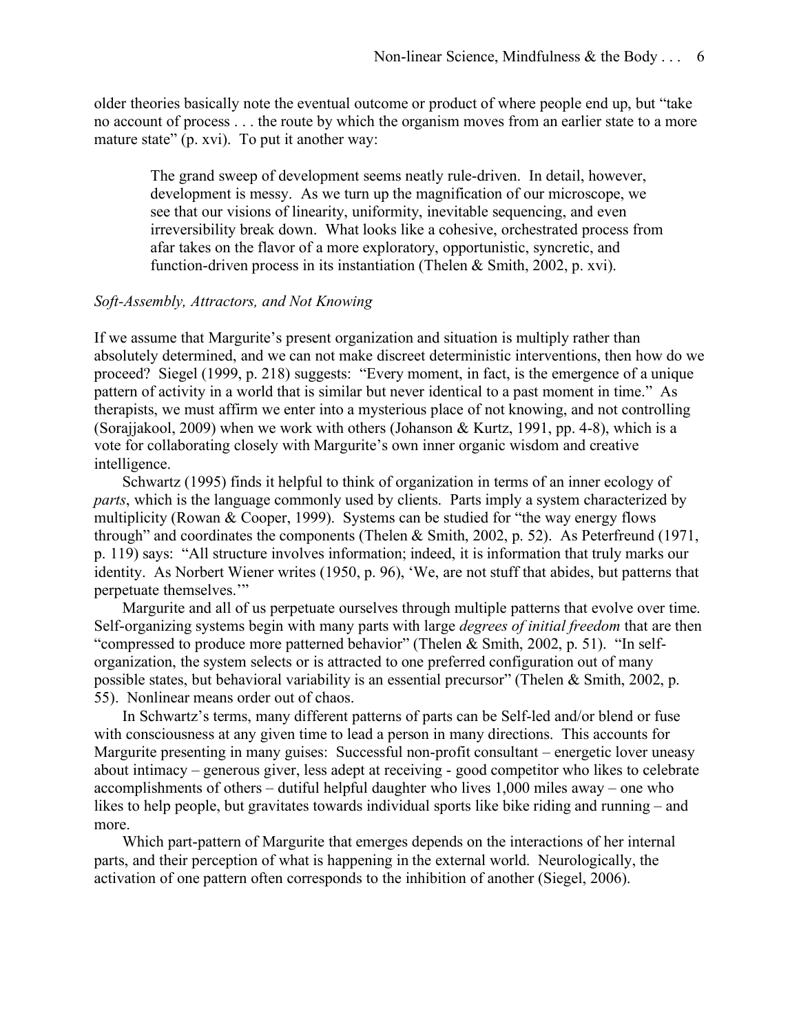older theories basically note the eventual outcome or product of where people end up, but "take no account of process . . . the route by which the organism moves from an earlier state to a more mature state" (p. xvi). To put it another way:

> The grand sweep of development seems neatly rule-driven. In detail, however, development is messy. As we turn up the magnification of our microscope, we see that our visions of linearity, uniformity, inevitable sequencing, and even irreversibility break down. What looks like a cohesive, orchestrated process from afar takes on the flavor of a more exploratory, opportunistic, syncretic, and function-driven process in its instantiation (Thelen & Smith, 2002, p. xvi).

*Soft-Assembly, Attractors, and Not Knowing*

If we assume that Margurite's present organization and situation is multiply rather than absolutely determined, and we can not make discreet deterministic interventions, then how do we proceed? Siegel (1999, p. 218) suggests: "Every moment, in fact, is the emergence of a unique pattern of activity in a world that is similar but never identical to a past moment in time." As therapists, we must affirm we enter into a mysterious place of not knowing, and not controlling (Sorajjakool, 2009) when we work with others (Johanson & Kurtz, 1991, pp. 4-8), which is a vote for collaborating closely with Margurite's own inner organic wisdom and creative intelligence.

Schwartz (1995) finds it helpful to think of organization in terms of an inner ecology of *parts*, which is the language commonly used by clients. Parts imply a system characterized by multiplicity (Rowan & Cooper, 1999). Systems can be studied for "the way energy flows through" and coordinates the components (Thelen & Smith, 2002, p. 52). As Peterfreund (1971, p. 119) says: "All structure involves information; indeed, it is information that truly marks our identity. As Norbert Wiener writes (1950, p. 96), 'We, are not stuff that abides, but patterns that perpetuate themselves.'"

Margurite and all of us perpetuate ourselves through multiple patterns that evolve over time. Self-organizing systems begin with many parts with large *degrees of initial freedom* that are then "compressed to produce more patterned behavior" (Thelen & Smith, 2002, p. 51). "In self-organization, the system selects or is attracted to one preferred configuration out of many possible states, but behavioral variability is an essential precursor" (Thelen & Smith, 2002, p. 55). Nonlinear means order out of chaos.

In Schwartz's terms, many different patterns of parts can be Self-led and/or blend or fuse with consciousness at any given time to lead a person in many directions. This accounts for Margurite presenting in many guises: Successful non-profit consultant – energetic lover uneasy about intimacy – generous giver, less adept at receiving - good competitor who likes to celebrate accomplishments of others – dutiful helpful daughter who lives 1,000 miles away – one who likes to help people, but gravitates towards individual sports like bike riding and running – and more.

Which part-pattern of Margurite that emerges depends on the interactions of her internal parts, and their perception of what is happening in the external world. Neurologically, the activation of one pattern often corresponds to the inhibition of another (Siegel, 2006).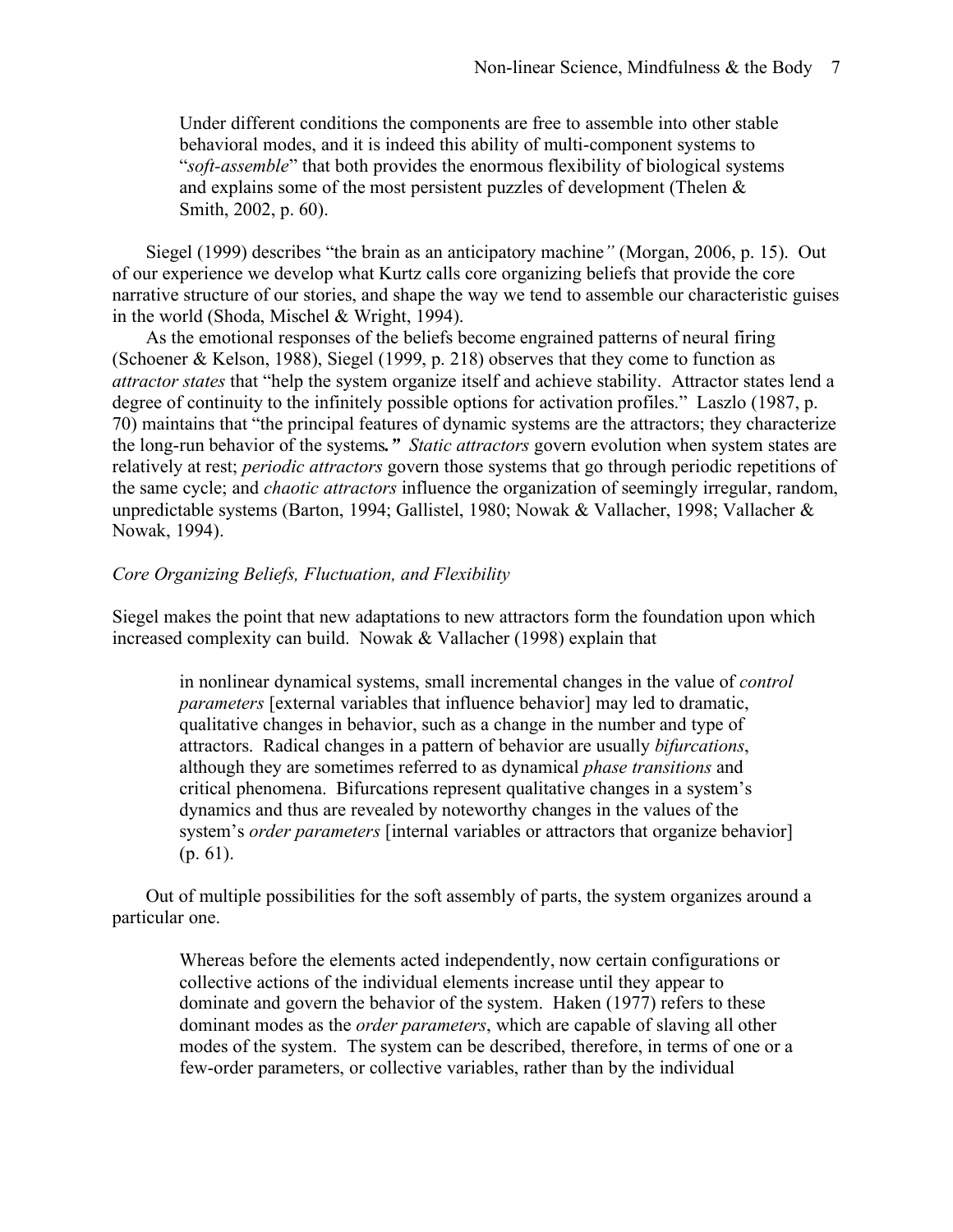> Under different conditions the components are free to assemble into other stable behavioral modes, and it is indeed this ability of multi-component systems to "*soft-assemble*" that both provides the enormous flexibility of biological systems and explains some of the most persistent puzzles of development (Thelen & Smith, 2002, p. 60).

Siegel (1999) describes "the brain as an anticipatory machine*"* (Morgan, 2006, p. 15). Out of our experience we develop what Kurtz calls core organizing beliefs that provide the core narrative structure of our stories, and shape the way we tend to assemble our characteristic guises in the world (Shoda, Mischel & Wright, 1994).

As the emotional responses of the beliefs become engrained patterns of neural firing (Schoener & Kelson, 1988), Siegel (1999, p. 218) observes that they come to function as *attractor states* that "help the system organize itself and achieve stability. Attractor states lend a degree of continuity to the infinitely possible options for activation profiles." Laszlo (1987, p. 70) maintains that "the principal features of dynamic systems are the attractors; they characterize the long-run behavior of the systems*.*" *Static attractors* govern evolution when system states are relatively at rest; *periodic attractors* govern those systems that go through periodic repetitions of the same cycle; and *chaotic attractors* influence the organization of seemingly irregular, random, unpredictable systems (Barton, 1994; Gallistel, 1980; Nowak & Vallacher, 1998; Vallacher & Nowak, 1994).

### *Core Organizing Beliefs, Fluctuation, and Flexibility*

Siegel makes the point that new adaptations to new attractors form the foundation upon which increased complexity can build. Nowak & Vallacher (1998) explain that

> in nonlinear dynamical systems, small incremental changes in the value of *control parameters* [external variables that influence behavior] may led to dramatic, qualitative changes in behavior, such as a change in the number and type of attractors. Radical changes in a pattern of behavior are usually *bifurcations*, although they are sometimes referred to as dynamical *phase transitions* and critical phenomena. Bifurcations represent qualitative changes in a system's dynamics and thus are revealed by noteworthy changes in the values of the system's *order parameters* [internal variables or attractors that organize behavior] (p. 61).

Out of multiple possibilities for the soft assembly of parts, the system organizes around a particular one.

> Whereas before the elements acted independently, now certain configurations or collective actions of the individual elements increase until they appear to dominate and govern the behavior of the system. Haken (1977) refers to these dominant modes as the *order parameters*, which are capable of slaving all other modes of the system. The system can be described, therefore, in terms of one or a few-order parameters, or collective variables, rather than by the individual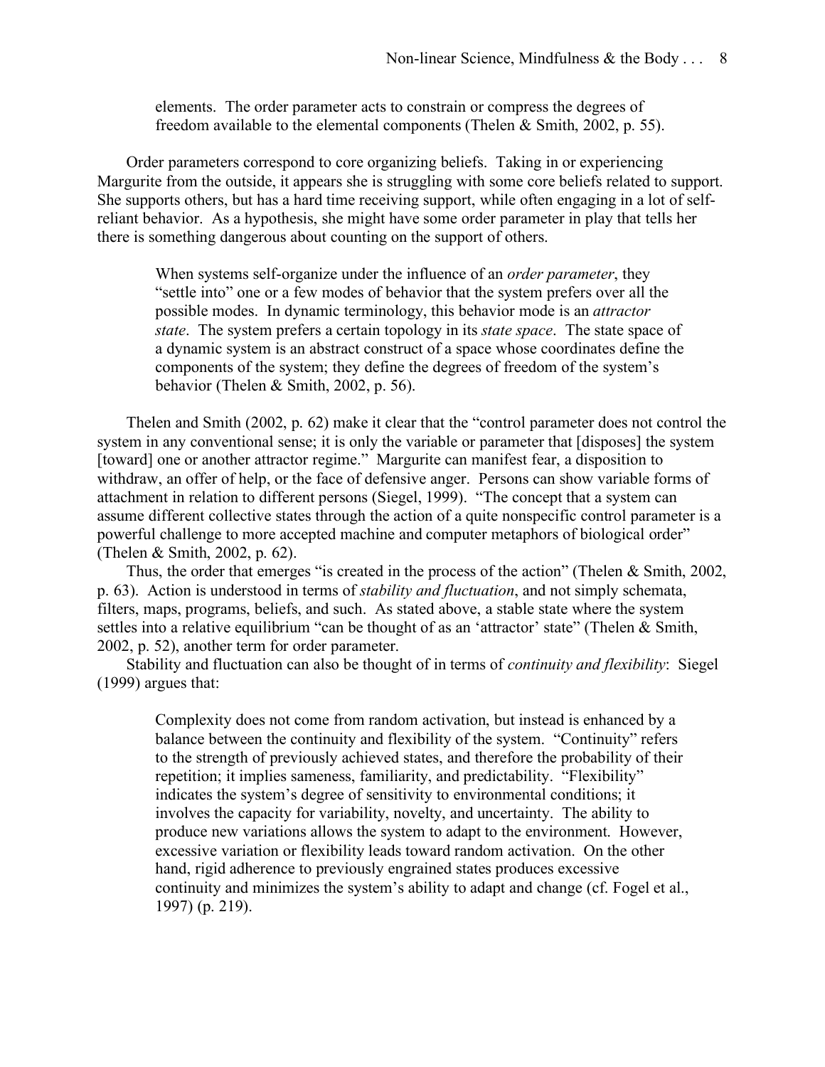> elements. The order parameter acts to constrain or compress the degrees of freedom available to the elemental components (Thelen & Smith, 2002, p. 55).

Order parameters correspond to core organizing beliefs. Taking in or experiencing Margurite from the outside, it appears she is struggling with some core beliefs related to support. She supports others, but has a hard time receiving support, while often engaging in a lot of self-reliant behavior. As a hypothesis, she might have some order parameter in play that tells her there is something dangerous about counting on the support of others.

> When systems self-organize under the influence of an *order parameter*, they "settle into" one or a few modes of behavior that the system prefers over all the possible modes. In dynamic terminology, this behavior mode is an *attractor state*. The system prefers a certain topology in its *state space*. The state space of a dynamic system is an abstract construct of a space whose coordinates define the components of the system; they define the degrees of freedom of the system's behavior (Thelen & Smith, 2002, p. 56).

Thelen and Smith (2002, p. 62) make it clear that the "control parameter does not control the system in any conventional sense; it is only the variable or parameter that [disposes] the system [toward] one or another attractor regime." Margurite can manifest fear, a disposition to withdraw, an offer of help, or the face of defensive anger. Persons can show variable forms of attachment in relation to different persons (Siegel, 1999). "The concept that a system can assume different collective states through the action of a quite nonspecific control parameter is a powerful challenge to more accepted machine and computer metaphors of biological order" (Thelen & Smith, 2002, p. 62).

Thus, the order that emerges "is created in the process of the action" (Thelen & Smith, 2002, p. 63). Action is understood in terms of *stability and fluctuation*, and not simply schemata, filters, maps, programs, beliefs, and such. As stated above, a stable state where the system settles into a relative equilibrium "can be thought of as an 'attractor' state" (Thelen & Smith, 2002, p. 52), another term for order parameter.

Stability and fluctuation can also be thought of in terms of *continuity and flexibility*: Siegel (1999) argues that:

> Complexity does not come from random activation, but instead is enhanced by a balance between the continuity and flexibility of the system. "Continuity" refers to the strength of previously achieved states, and therefore the probability of their repetition; it implies sameness, familiarity, and predictability. "Flexibility" indicates the system's degree of sensitivity to environmental conditions; it involves the capacity for variability, novelty, and uncertainty. The ability to produce new variations allows the system to adapt to the environment. However, excessive variation or flexibility leads toward random activation. On the other hand, rigid adherence to previously engrained states produces excessive continuity and minimizes the system's ability to adapt and change (cf. Fogel et al., 1997) (p. 219).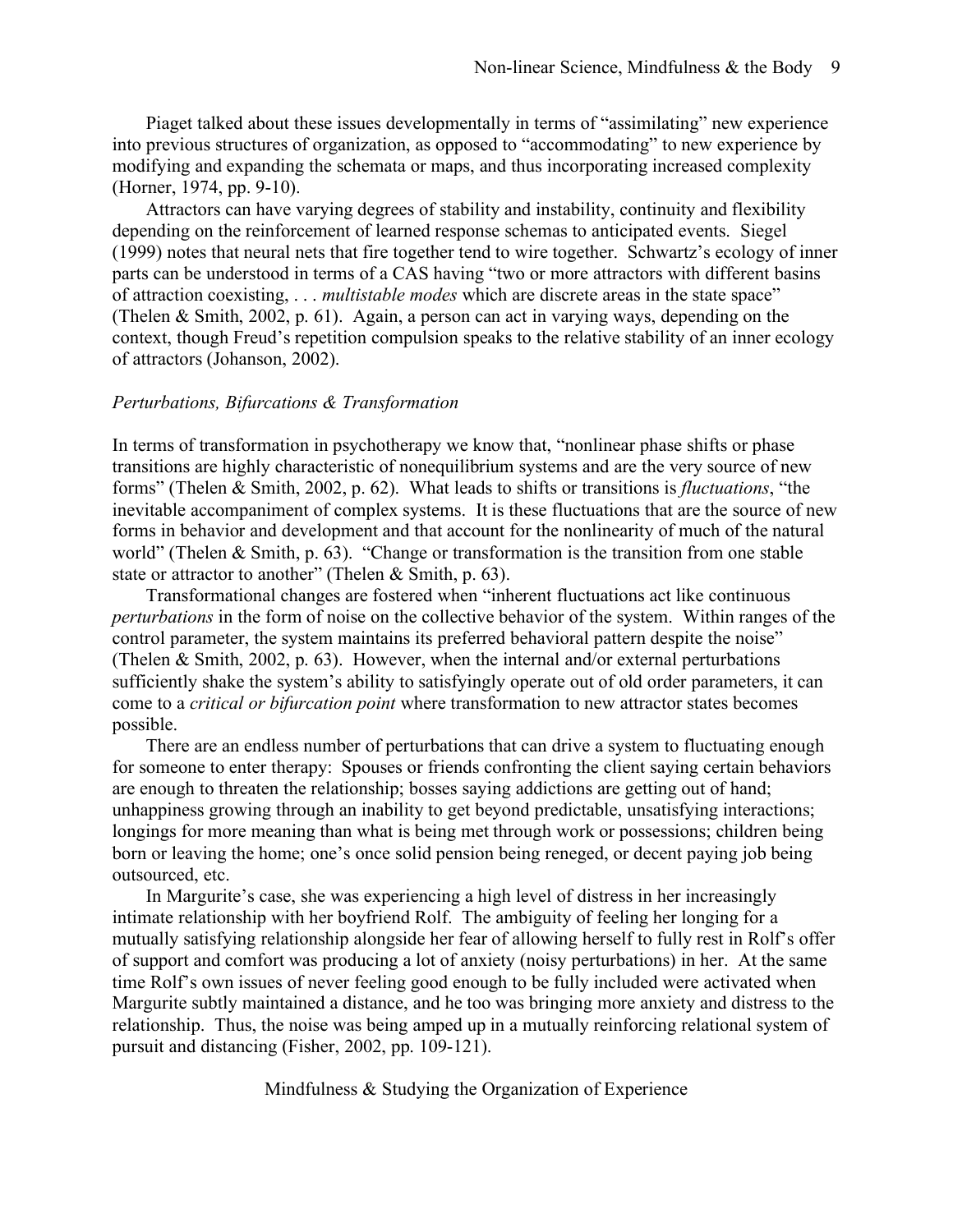Piaget talked about these issues developmentally in terms of "assimilating" new experience into previous structures of organization, as opposed to "accommodating" to new experience by modifying and expanding the schemata or maps, and thus incorporating increased complexity (Horner, 1974, pp. 9-10).

Attractors can have varying degrees of stability and instability, continuity and flexibility depending on the reinforcement of learned response schemas to anticipated events. Siegel (1999) notes that neural nets that fire together tend to wire together. Schwartz's ecology of inner parts can be understood in terms of a CAS having "two or more attractors with different basins of attraction coexisting, . . . *multistable modes* which are discrete areas in the state space" (Thelen & Smith, 2002, p. 61). Again, a person can act in varying ways, depending on the context, though Freud's repetition compulsion speaks to the relative stability of an inner ecology of attractors (Johanson, 2002).

### *Perturbations, Bifurcations & Transformation*

In terms of transformation in psychotherapy we know that, "nonlinear phase shifts or phase transitions are highly characteristic of nonequilibrium systems and are the very source of new forms" (Thelen & Smith, 2002, p. 62). What leads to shifts or transitions is *fluctuations*, "the inevitable accompaniment of complex systems. It is these fluctuations that are the source of new forms in behavior and development and that account for the nonlinearity of much of the natural world" (Thelen & Smith, p. 63). "Change or transformation is the transition from one stable state or attractor to another" (Thelen & Smith, p. 63).

Transformational changes are fostered when "inherent fluctuations act like continuous *perturbations* in the form of noise on the collective behavior of the system. Within ranges of the control parameter, the system maintains its preferred behavioral pattern despite the noise" (Thelen & Smith, 2002, p. 63). However, when the internal and/or external perturbations sufficiently shake the system's ability to satisfyingly operate out of old order parameters, it can come to a *critical or bifurcation point* where transformation to new attractor states becomes possible.

There are an endless number of perturbations that can drive a system to fluctuating enough for someone to enter therapy: Spouses or friends confronting the client saying certain behaviors are enough to threaten the relationship; bosses saying addictions are getting out of hand; unhappiness growing through an inability to get beyond predictable, unsatisfying interactions; longings for more meaning than what is being met through work or possessions; children being born or leaving the home; one's once solid pension being reneged, or decent paying job being outsourced, etc.

In Margurite's case, she was experiencing a high level of distress in her increasingly intimate relationship with her boyfriend Rolf. The ambiguity of feeling her longing for a mutually satisfying relationship alongside her fear of allowing herself to fully rest in Rolf's offer of support and comfort was producing a lot of anxiety (noisy perturbations) in her. At the same time Rolf's own issues of never feeling good enough to be fully included were activated when Margurite subtly maintained a distance, and he too was bringing more anxiety and distress to the relationship. Thus, the noise was being amped up in a mutually reinforcing relational system of pursuit and distancing (Fisher, 2002, pp. 109-121).

## Mindfulness & Studying the Organization of Experience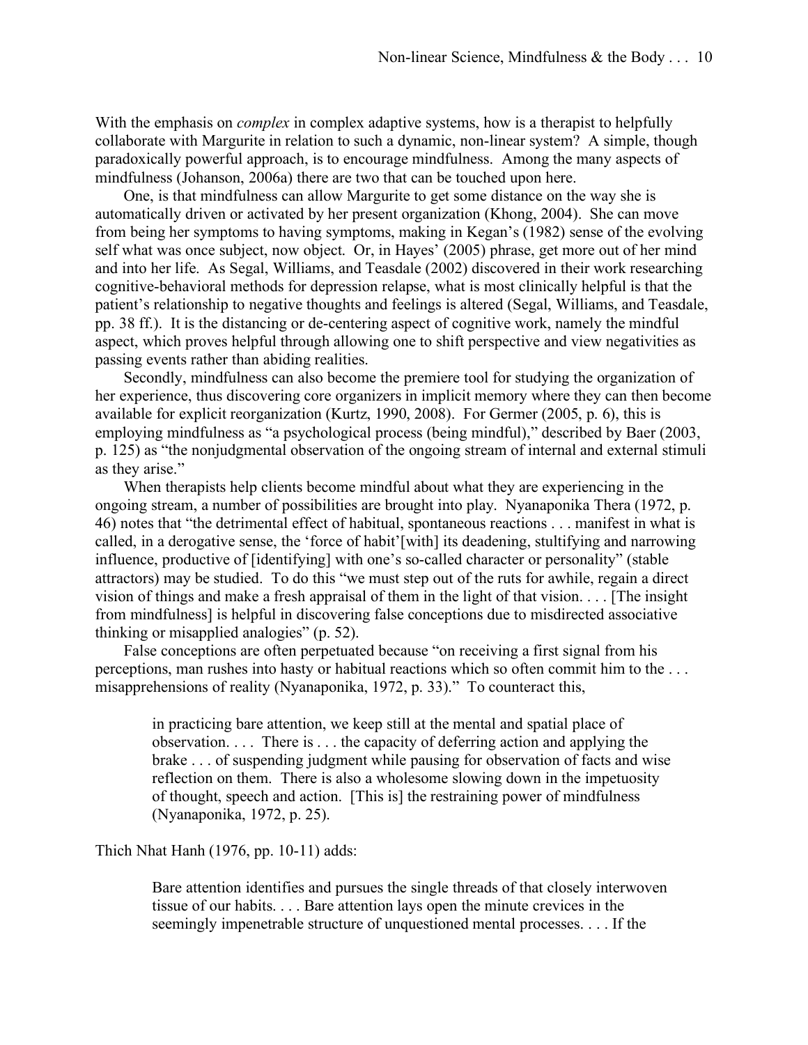With the emphasis on *complex* in complex adaptive systems, how is a therapist to helpfully collaborate with Margurite in relation to such a dynamic, non-linear system? A simple, though paradoxically powerful approach, is to encourage mindfulness. Among the many aspects of mindfulness (Johanson, 2006a) there are two that can be touched upon here.

One, is that mindfulness can allow Margurite to get some distance on the way she is automatically driven or activated by her present organization (Khong, 2004). She can move from being her symptoms to having symptoms, making in Kegan's (1982) sense of the evolving self what was once subject, now object. Or, in Hayes' (2005) phrase, get more out of her mind and into her life. As Segal, Williams, and Teasdale (2002) discovered in their work researching cognitive-behavioral methods for depression relapse, what is most clinically helpful is that the patient's relationship to negative thoughts and feelings is altered (Segal, Williams, and Teasdale, pp. 38 ff.). It is the distancing or de-centering aspect of cognitive work, namely the mindful aspect, which proves helpful through allowing one to shift perspective and view negativities as passing events rather than abiding realities.

Secondly, mindfulness can also become the premiere tool for studying the organization of her experience, thus discovering core organizers in implicit memory where they can then become available for explicit reorganization (Kurtz, 1990, 2008). For Germer (2005, p. 6), this is employing mindfulness as "a psychological process (being mindful)," described by Baer (2003, p. 125) as "the nonjudgmental observation of the ongoing stream of internal and external stimuli as they arise."

When therapists help clients become mindful about what they are experiencing in the ongoing stream, a number of possibilities are brought into play. Nyanaponika Thera (1972, p. 46) notes that "the detrimental effect of habitual, spontaneous reactions . . . manifest in what is called, in a derogative sense, the 'force of habit'[with] its deadening, stultifying and narrowing influence, productive of [identifying] with one's so-called character or personality" (stable attractors) may be studied. To do this "we must step out of the ruts for awhile, regain a direct vision of things and make a fresh appraisal of them in the light of that vision. . . . [The insight from mindfulness] is helpful in discovering false conceptions due to misdirected associative thinking or misapplied analogies" (p. 52).

False conceptions are often perpetuated because "on receiving a first signal from his perceptions, man rushes into hasty or habitual reactions which so often commit him to the . . . misapprehensions of reality (Nyanaponika, 1972, p. 33)." To counteract this,

> in practicing bare attention, we keep still at the mental and spatial place of observation. . . . There is . . . the capacity of deferring action and applying the brake . . . of suspending judgment while pausing for observation of facts and wise reflection on them. There is also a wholesome slowing down in the impetuosity of thought, speech and action. [This is] the restraining power of mindfulness (Nyanaponika, 1972, p. 25).

Thich Nhat Hanh (1976, pp. 10-11) adds:

> Bare attention identifies and pursues the single threads of that closely interwoven tissue of our habits. . . . Bare attention lays open the minute crevices in the seemingly impenetrable structure of unquestioned mental processes. . . . If the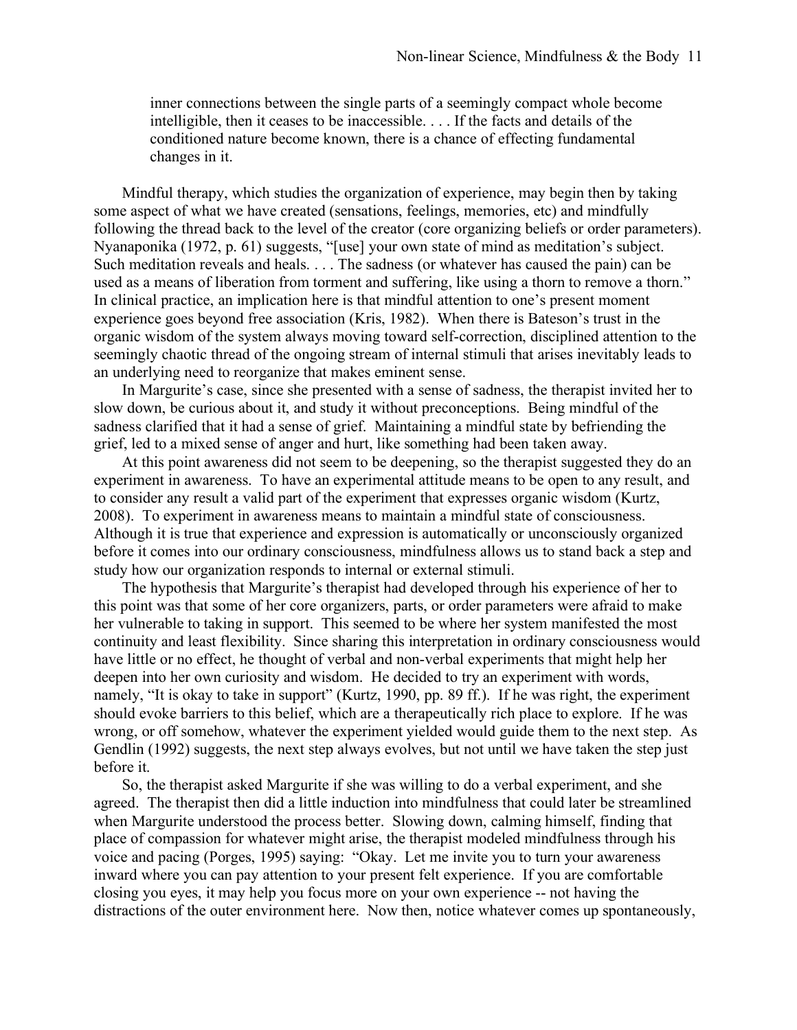> inner connections between the single parts of a seemingly compact whole become intelligible, then it ceases to be inaccessible. . . . If the facts and details of the conditioned nature become known, there is a chance of effecting fundamental changes in it.

Mindful therapy, which studies the organization of experience, may begin then by taking some aspect of what we have created (sensations, feelings, memories, etc) and mindfully following the thread back to the level of the creator (core organizing beliefs or order parameters). Nyanaponika (1972, p. 61) suggests, "[use] your own state of mind as meditation's subject. Such meditation reveals and heals. . . . The sadness (or whatever has caused the pain) can be used as a means of liberation from torment and suffering, like using a thorn to remove a thorn." In clinical practice, an implication here is that mindful attention to one's present moment experience goes beyond free association (Kris, 1982). When there is Bateson's trust in the organic wisdom of the system always moving toward self-correction, disciplined attention to the seemingly chaotic thread of the ongoing stream of internal stimuli that arises inevitably leads to an underlying need to reorganize that makes eminent sense.

In Margurite's case, since she presented with a sense of sadness, the therapist invited her to slow down, be curious about it, and study it without preconceptions. Being mindful of the sadness clarified that it had a sense of grief. Maintaining a mindful state by befriending the grief, led to a mixed sense of anger and hurt, like something had been taken away.

At this point awareness did not seem to be deepening, so the therapist suggested they do an experiment in awareness. To have an experimental attitude means to be open to any result, and to consider any result a valid part of the experiment that expresses organic wisdom (Kurtz, 2008). To experiment in awareness means to maintain a mindful state of consciousness. Although it is true that experience and expression is automatically or unconsciously organized before it comes into our ordinary consciousness, mindfulness allows us to stand back a step and study how our organization responds to internal or external stimuli.

The hypothesis that Margurite's therapist had developed through his experience of her to this point was that some of her core organizers, parts, or order parameters were afraid to make her vulnerable to taking in support. This seemed to be where her system manifested the most continuity and least flexibility. Since sharing this interpretation in ordinary consciousness would have little or no effect, he thought of verbal and non-verbal experiments that might help her deepen into her own curiosity and wisdom. He decided to try an experiment with words, namely, "It is okay to take in support" (Kurtz, 1990, pp. 89 ff.). If he was right, the experiment should evoke barriers to this belief, which are a therapeutically rich place to explore. If he was wrong, or off somehow, whatever the experiment yielded would guide them to the next step. As Gendlin (1992) suggests, the next step always evolves, but not until we have taken the step just before it.

So, the therapist asked Margurite if she was willing to do a verbal experiment, and she agreed. The therapist then did a little induction into mindfulness that could later be streamlined when Margurite understood the process better. Slowing down, calming himself, finding that place of compassion for whatever might arise, the therapist modeled mindfulness through his voice and pacing (Porges, 1995) saying: "Okay. Let me invite you to turn your awareness inward where you can pay attention to your present felt experience. If you are comfortable closing you eyes, it may help you focus more on your own experience -- not having the distractions of the outer environment here. Now then, notice whatever comes up spontaneously,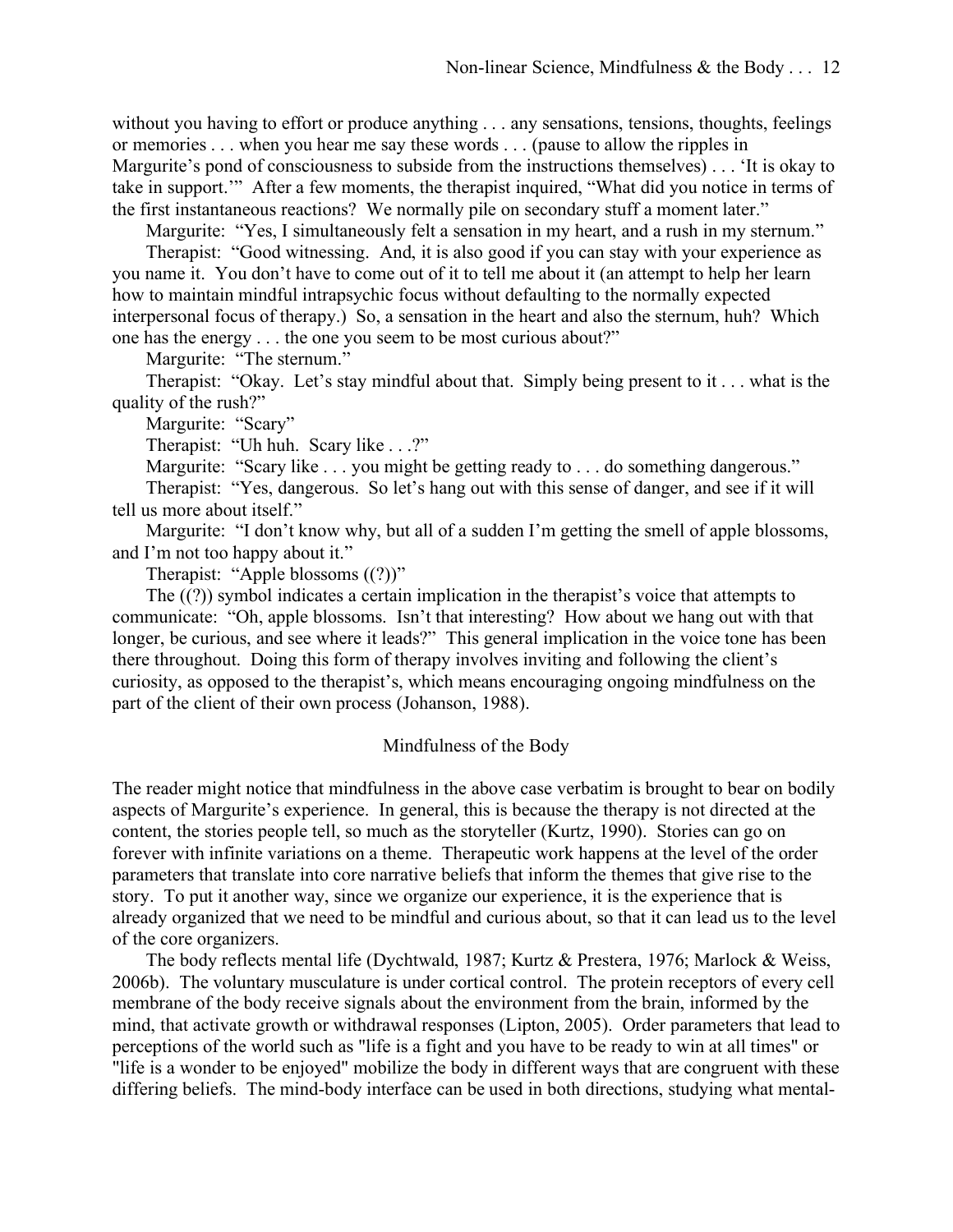without you having to effort or produce anything . . . any sensations, tensions, thoughts, feelings or memories . . . when you hear me say these words . . . (pause to allow the ripples in Margurite's pond of consciousness to subside from the instructions themselves) . . . 'It is okay to take in support.'" After a few moments, the therapist inquired, "What did you notice in terms of the first instantaneous reactions? We normally pile on secondary stuff a moment later."

Margurite: "Yes, I simultaneously felt a sensation in my heart, and a rush in my sternum."

Therapist: "Good witnessing. And, it is also good if you can stay with your experience as you name it. You don't have to come out of it to tell me about it (an attempt to help her learn how to maintain mindful intrapsychic focus without defaulting to the normally expected interpersonal focus of therapy.) So, a sensation in the heart and also the sternum, huh? Which one has the energy . . . the one you seem to be most curious about?"

Margurite: "The sternum."

Therapist: "Okay. Let's stay mindful about that. Simply being present to it . . . what is the quality of the rush?"

Margurite: "Scary"

Therapist: "Uh huh. Scary like . . .?"

Margurite: "Scary like . . . you might be getting ready to . . . do something dangerous."

Therapist: "Yes, dangerous. So let's hang out with this sense of danger, and see if it will tell us more about itself."

Margurite: "I don't know why, but all of a sudden I'm getting the smell of apple blossoms, and I'm not too happy about it."

Therapist: "Apple blossoms ((?))"

The ((?)) symbol indicates a certain implication in the therapist's voice that attempts to communicate: "Oh, apple blossoms. Isn't that interesting? How about we hang out with that longer, be curious, and see where it leads?" This general implication in the voice tone has been there throughout. Doing this form of therapy involves inviting and following the client's curiosity, as opposed to the therapist's, which means encouraging ongoing mindfulness on the part of the client of their own process (Johanson, 1988).

## Mindfulness of the Body

The reader might notice that mindfulness in the above case verbatim is brought to bear on bodily aspects of Margurite's experience. In general, this is because the therapy is not directed at the content, the stories people tell, so much as the storyteller (Kurtz, 1990). Stories can go on forever with infinite variations on a theme. Therapeutic work happens at the level of the order parameters that translate into core narrative beliefs that inform the themes that give rise to the story. To put it another way, since we organize our experience, it is the experience that is already organized that we need to be mindful and curious about, so that it can lead us to the level of the core organizers.

The body reflects mental life (Dychtwald, 1987; Kurtz & Prestera, 1976; Marlock & Weiss, 2006b). The voluntary musculature is under cortical control. The protein receptors of every cell membrane of the body receive signals about the environment from the brain, informed by the mind, that activate growth or withdrawal responses (Lipton, 2005). Order parameters that lead to perceptions of the world such as "life is a fight and you have to be ready to win at all times" or "life is a wonder to be enjoyed" mobilize the body in different ways that are congruent with these differing beliefs. The mind-body interface can be used in both directions, studying what mental-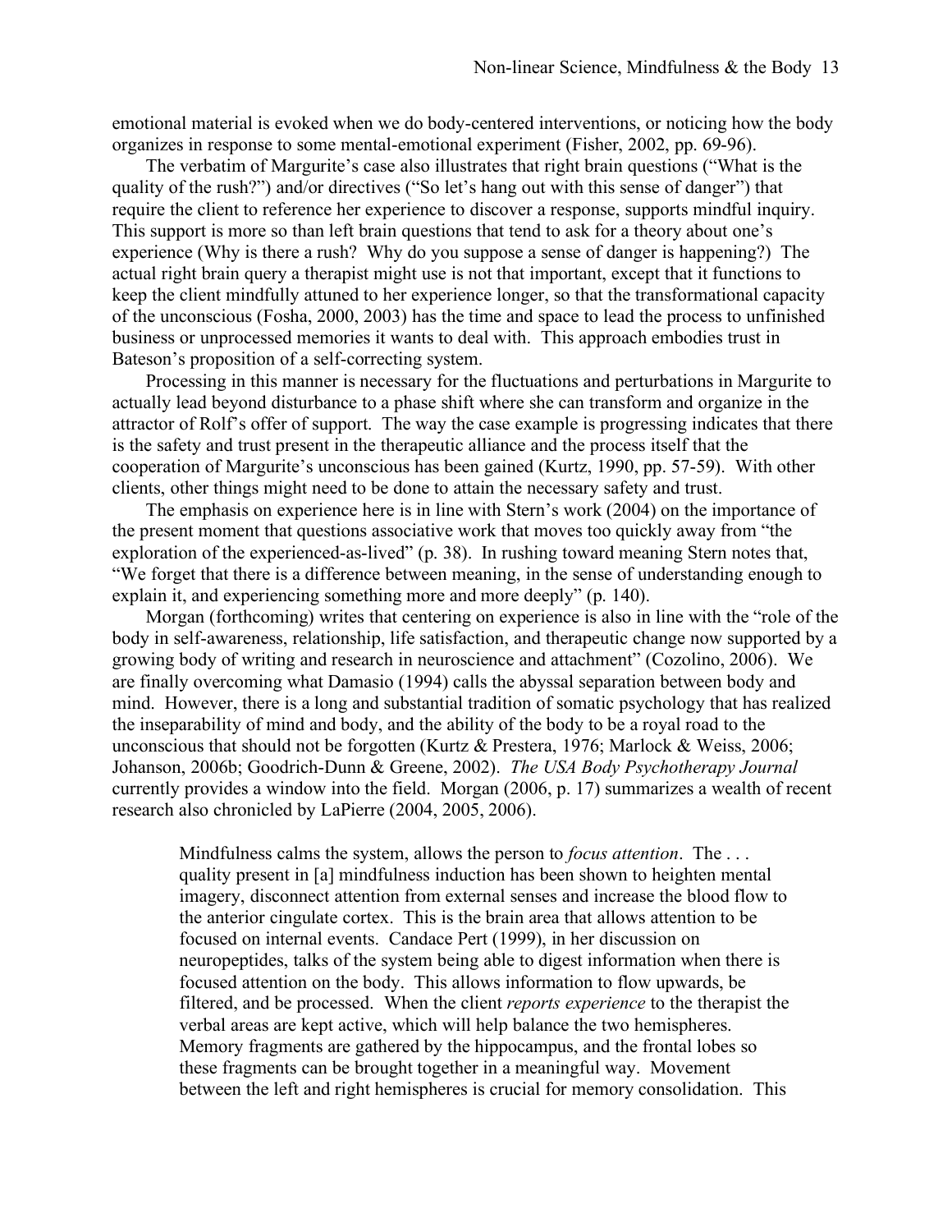emotional material is evoked when we do body-centered interventions, or noticing how the body organizes in response to some mental-emotional experiment (Fisher, 2002, pp. 69-96).

The verbatim of Margurite's case also illustrates that right brain questions ("What is the quality of the rush?") and/or directives ("So let's hang out with this sense of danger") that require the client to reference her experience to discover a response, supports mindful inquiry. This support is more so than left brain questions that tend to ask for a theory about one's experience (Why is there a rush? Why do you suppose a sense of danger is happening?) The actual right brain query a therapist might use is not that important, except that it functions to keep the client mindfully attuned to her experience longer, so that the transformational capacity of the unconscious (Fosha, 2000, 2003) has the time and space to lead the process to unfinished business or unprocessed memories it wants to deal with. This approach embodies trust in Bateson's proposition of a self-correcting system.

Processing in this manner is necessary for the fluctuations and perturbations in Margurite to actually lead beyond disturbance to a phase shift where she can transform and organize in the attractor of Rolf's offer of support. The way the case example is progressing indicates that there is the safety and trust present in the therapeutic alliance and the process itself that the cooperation of Margurite's unconscious has been gained (Kurtz, 1990, pp. 57-59). With other clients, other things might need to be done to attain the necessary safety and trust.

The emphasis on experience here is in line with Stern's work (2004) on the importance of the present moment that questions associative work that moves too quickly away from "the exploration of the experienced-as-lived" (p. 38). In rushing toward meaning Stern notes that, "We forget that there is a difference between meaning, in the sense of understanding enough to explain it, and experiencing something more and more deeply" (p. 140).

Morgan (forthcoming) writes that centering on experience is also in line with the "role of the body in self-awareness, relationship, life satisfaction, and therapeutic change now supported by a growing body of writing and research in neuroscience and attachment" (Cozolino, 2006). We are finally overcoming what Damasio (1994) calls the abyssal separation between body and mind. However, there is a long and substantial tradition of somatic psychology that has realized the inseparability of mind and body, and the ability of the body to be a royal road to the unconscious that should not be forgotten (Kurtz & Prestera, 1976; Marlock & Weiss, 2006; Johanson, 2006b; Goodrich-Dunn & Greene, 2002). *The USA Body Psychotherapy Journal* currently provides a window into the field. Morgan (2006, p. 17) summarizes a wealth of recent research also chronicled by LaPierre (2004, 2005, 2006).

> Mindfulness calms the system, allows the person to *focus attention*. The . . . quality present in [a] mindfulness induction has been shown to heighten mental imagery, disconnect attention from external senses and increase the blood flow to the anterior cingulate cortex. This is the brain area that allows attention to be focused on internal events. Candace Pert (1999), in her discussion on neuropeptides, talks of the system being able to digest information when there is focused attention on the body. This allows information to flow upwards, be filtered, and be processed. When the client *reports experience* to the therapist the verbal areas are kept active, which will help balance the two hemispheres. Memory fragments are gathered by the hippocampus, and the frontal lobes so these fragments can be brought together in a meaningful way. Movement between the left and right hemispheres is crucial for memory consolidation. This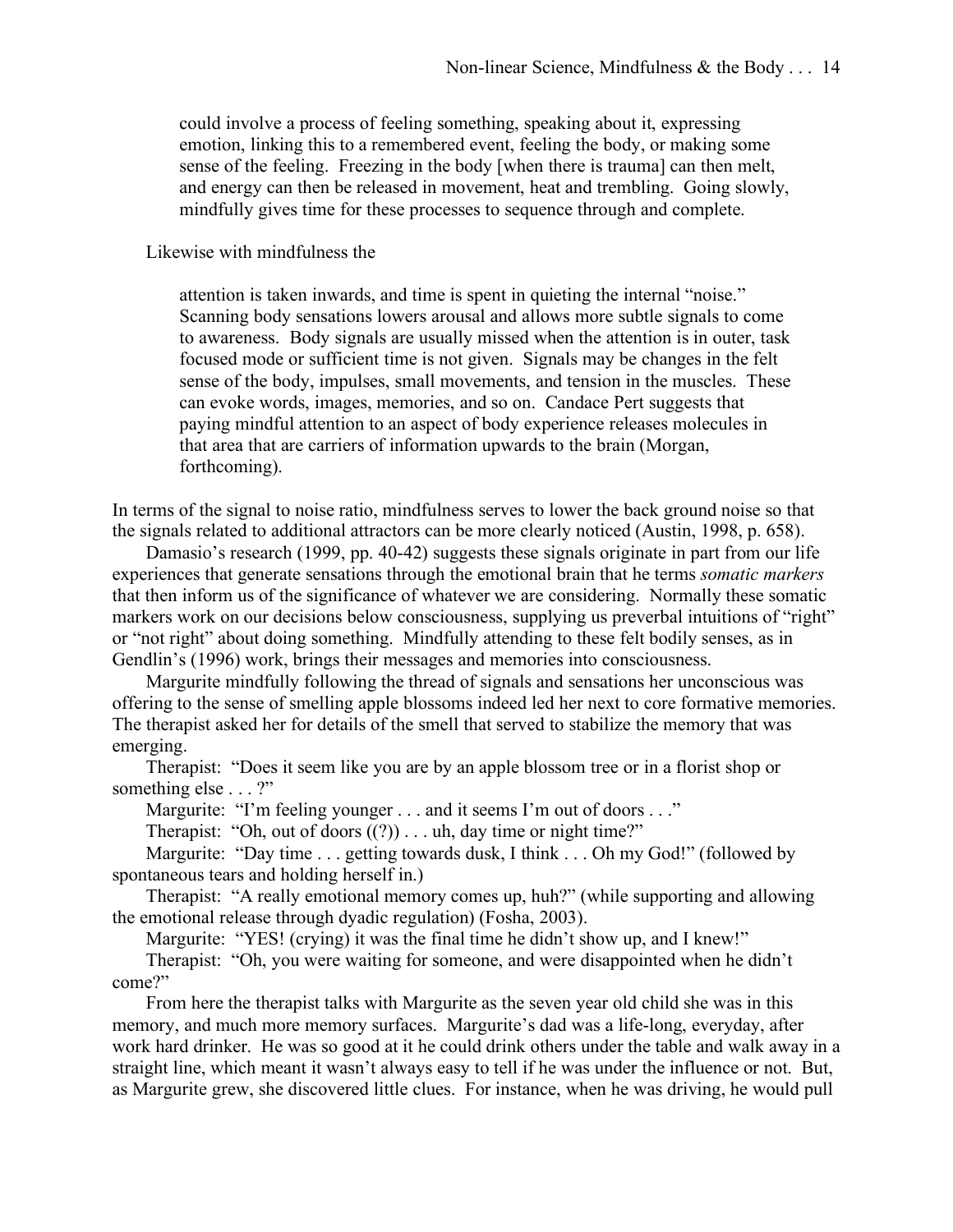> could involve a process of feeling something, speaking about it, expressing emotion, linking this to a remembered event, feeling the body, or making some sense of the feeling. Freezing in the body [when there is trauma] can then melt, and energy can then be released in movement, heat and trembling. Going slowly, mindfully gives time for these processes to sequence through and complete.

Likewise with mindfulness the

> attention is taken inwards, and time is spent in quieting the internal "noise." Scanning body sensations lowers arousal and allows more subtle signals to come to awareness. Body signals are usually missed when the attention is in outer, task focused mode or sufficient time is not given. Signals may be changes in the felt sense of the body, impulses, small movements, and tension in the muscles. These can evoke words, images, memories, and so on. Candace Pert suggests that paying mindful attention to an aspect of body experience releases molecules in that area that are carriers of information upwards to the brain (Morgan, forthcoming).

In terms of the signal to noise ratio, mindfulness serves to lower the back ground noise so that the signals related to additional attractors can be more clearly noticed (Austin, 1998, p. 658).

Damasio's research (1999, pp. 40-42) suggests these signals originate in part from our life experiences that generate sensations through the emotional brain that he terms *somatic markers* that then inform us of the significance of whatever we are considering. Normally these somatic markers work on our decisions below consciousness, supplying us preverbal intuitions of "right" or "not right" about doing something. Mindfully attending to these felt bodily senses, as in Gendlin's (1996) work, brings their messages and memories into consciousness.

Margurite mindfully following the thread of signals and sensations her unconscious was offering to the sense of smelling apple blossoms indeed led her next to core formative memories. The therapist asked her for details of the smell that served to stabilize the memory that was emerging.

Therapist: "Does it seem like you are by an apple blossom tree or in a florist shop or something else . . . ?"

Margurite: "I'm feeling younger . . . and it seems I'm out of doors . . ."

Therapist: "Oh, out of doors ((?)) . . . uh, day time or night time?"

Margurite: "Day time . . . getting towards dusk, I think . . . Oh my God!" (followed by spontaneous tears and holding herself in.)

Therapist: "A really emotional memory comes up, huh?" (while supporting and allowing the emotional release through dyadic regulation) (Fosha, 2003).

Margurite: "YES! (crying) it was the final time he didn't show up, and I knew!"

Therapist: "Oh, you were waiting for someone, and were disappointed when he didn't come?"

From here the therapist talks with Margurite as the seven year old child she was in this memory, and much more memory surfaces. Margurite's dad was a life-long, everyday, after work hard drinker. He was so good at it he could drink others under the table and walk away in a straight line, which meant it wasn't always easy to tell if he was under the influence or not. But, as Margurite grew, she discovered little clues. For instance, when he was driving, he would pull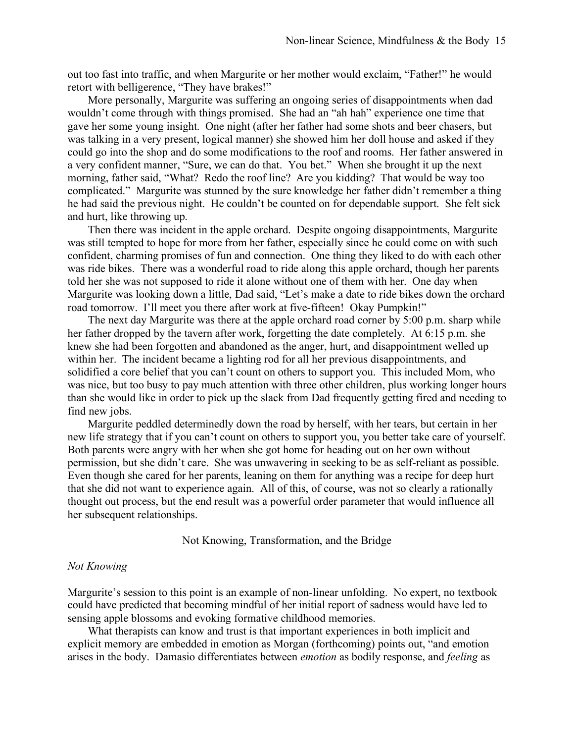out too fast into traffic, and when Margurite or her mother would exclaim, "Father!" he would retort with belligerence, "They have brakes!"

More personally, Margurite was suffering an ongoing series of disappointments when dad wouldn't come through with things promised. She had an "ah hah" experience one time that gave her some young insight. One night (after her father had some shots and beer chasers, but was talking in a very present, logical manner) she showed him her doll house and asked if they could go into the shop and do some modifications to the roof and rooms. Her father answered in a very confident manner, "Sure, we can do that. You bet." When she brought it up the next morning, father said, "What? Redo the roof line? Are you kidding? That would be way too complicated." Margurite was stunned by the sure knowledge her father didn't remember a thing he had said the previous night. He couldn't be counted on for dependable support. She felt sick and hurt, like throwing up.

Then there was incident in the apple orchard. Despite ongoing disappointments, Margurite was still tempted to hope for more from her father, especially since he could come on with such confident, charming promises of fun and connection. One thing they liked to do with each other was ride bikes. There was a wonderful road to ride along this apple orchard, though her parents told her she was not supposed to ride it alone without one of them with her. One day when Margurite was looking down a little, Dad said, "Let's make a date to ride bikes down the orchard road tomorrow. I'll meet you there after work at five-fifteen! Okay Pumpkin!"

The next day Margurite was there at the apple orchard road corner by 5:00 p.m. sharp while her father dropped by the tavern after work, forgetting the date completely. At 6:15 p.m. she knew she had been forgotten and abandoned as the anger, hurt, and disappointment welled up within her. The incident became a lighting rod for all her previous disappointments, and solidified a core belief that you can't count on others to support you. This included Mom, who was nice, but too busy to pay much attention with three other children, plus working longer hours than she would like in order to pick up the slack from Dad frequently getting fired and needing to find new jobs.

Margurite peddled determinedly down the road by herself, with her tears, but certain in her new life strategy that if you can't count on others to support you, you better take care of yourself. Both parents were angry with her when she got home for heading out on her own without permission, but she didn't care. She was unwavering in seeking to be as self-reliant as possible. Even though she cared for her parents, leaning on them for anything was a recipe for deep hurt that she did not want to experience again. All of this, of course, was not so clearly a rationally thought out process, but the end result was a powerful order parameter that would influence all her subsequent relationships.

## Not Knowing, Transformation, and the Bridge

### *Not Knowing*

Margurite's session to this point is an example of non-linear unfolding. No expert, no textbook could have predicted that becoming mindful of her initial report of sadness would have led to sensing apple blossoms and evoking formative childhood memories.

What therapists can know and trust is that important experiences in both implicit and explicit memory are embedded in emotion as Morgan (forthcoming) points out, "and emotion arises in the body. Damasio differentiates between *emotion* as bodily response, and *feeling* as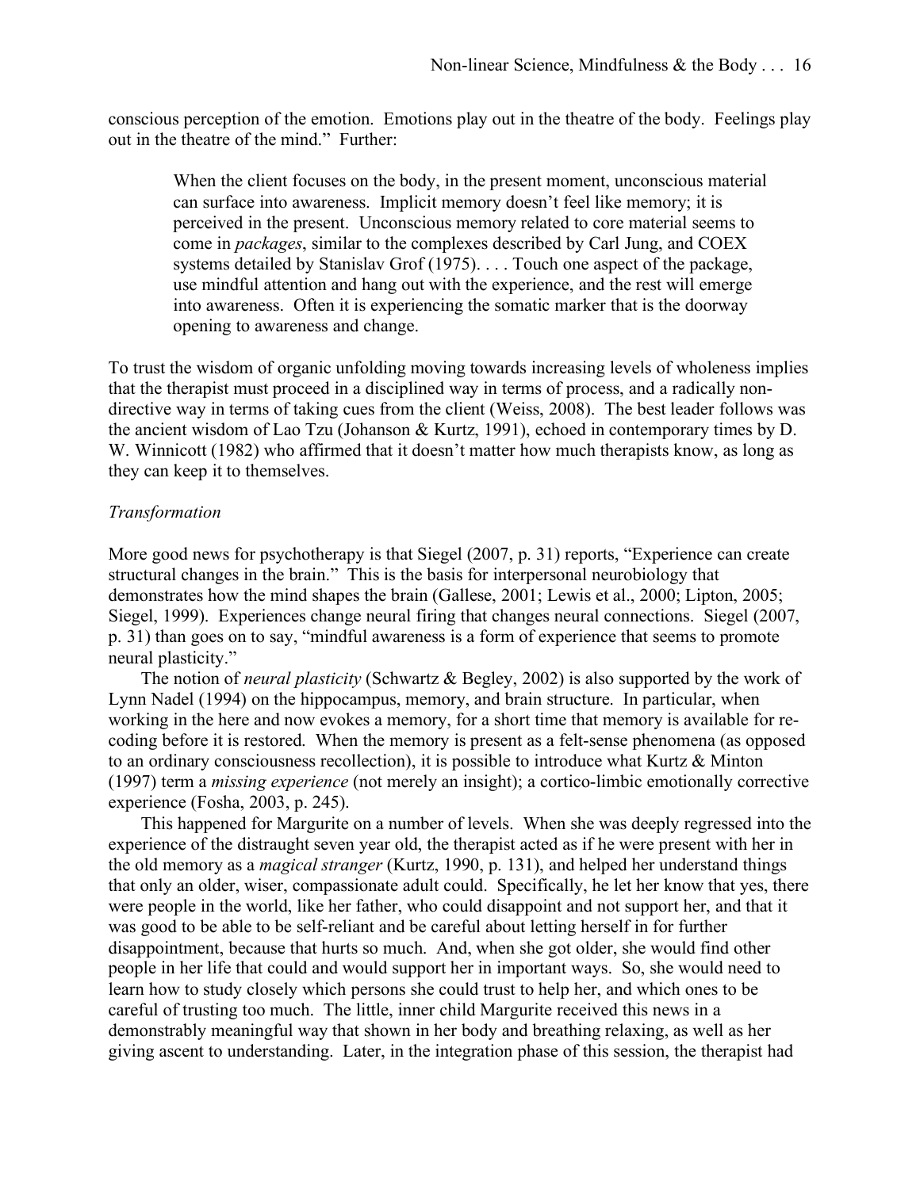conscious perception of the emotion. Emotions play out in the theatre of the body. Feelings play out in the theatre of the mind." Further:

> When the client focuses on the body, in the present moment, unconscious material can surface into awareness. Implicit memory doesn't feel like memory; it is perceived in the present. Unconscious memory related to core material seems to come in *packages*, similar to the complexes described by Carl Jung, and COEX systems detailed by Stanislav Grof (1975). . . . Touch one aspect of the package, use mindful attention and hang out with the experience, and the rest will emerge into awareness. Often it is experiencing the somatic marker that is the doorway opening to awareness and change.

To trust the wisdom of organic unfolding moving towards increasing levels of wholeness implies that the therapist must proceed in a disciplined way in terms of process, and a radically non-directive way in terms of taking cues from the client (Weiss, 2008). The best leader follows was the ancient wisdom of Lao Tzu (Johanson & Kurtz, 1991), echoed in contemporary times by D. W. Winnicott (1982) who affirmed that it doesn't matter how much therapists know, as long as they can keep it to themselves.

*Transformation*

More good news for psychotherapy is that Siegel (2007, p. 31) reports, "Experience can create structural changes in the brain." This is the basis for interpersonal neurobiology that demonstrates how the mind shapes the brain (Gallese, 2001; Lewis et al., 2000; Lipton, 2005; Siegel, 1999). Experiences change neural firing that changes neural connections. Siegel (2007, p. 31) than goes on to say, "mindful awareness is a form of experience that seems to promote neural plasticity."

The notion of *neural plasticity* (Schwartz & Begley, 2002) is also supported by the work of Lynn Nadel (1994) on the hippocampus, memory, and brain structure. In particular, when working in the here and now evokes a memory, for a short time that memory is available for re-coding before it is restored. When the memory is present as a felt-sense phenomena (as opposed to an ordinary consciousness recollection), it is possible to introduce what Kurtz & Minton (1997) term a *missing experience* (not merely an insight); a cortico-limbic emotionally corrective experience (Fosha, 2003, p. 245).

This happened for Margurite on a number of levels. When she was deeply regressed into the experience of the distraught seven year old, the therapist acted as if he were present with her in the old memory as a *magical stranger* (Kurtz, 1990, p. 131), and helped her understand things that only an older, wiser, compassionate adult could. Specifically, he let her know that yes, there were people in the world, like her father, who could disappoint and not support her, and that it was good to be able to be self-reliant and be careful about letting herself in for further disappointment, because that hurts so much. And, when she got older, she would find other people in her life that could and would support her in important ways. So, she would need to learn how to study closely which persons she could trust to help her, and which ones to be careful of trusting too much. The little, inner child Margurite received this news in a demonstrably meaningful way that shown in her body and breathing relaxing, as well as her giving ascent to understanding. Later, in the integration phase of this session, the therapist had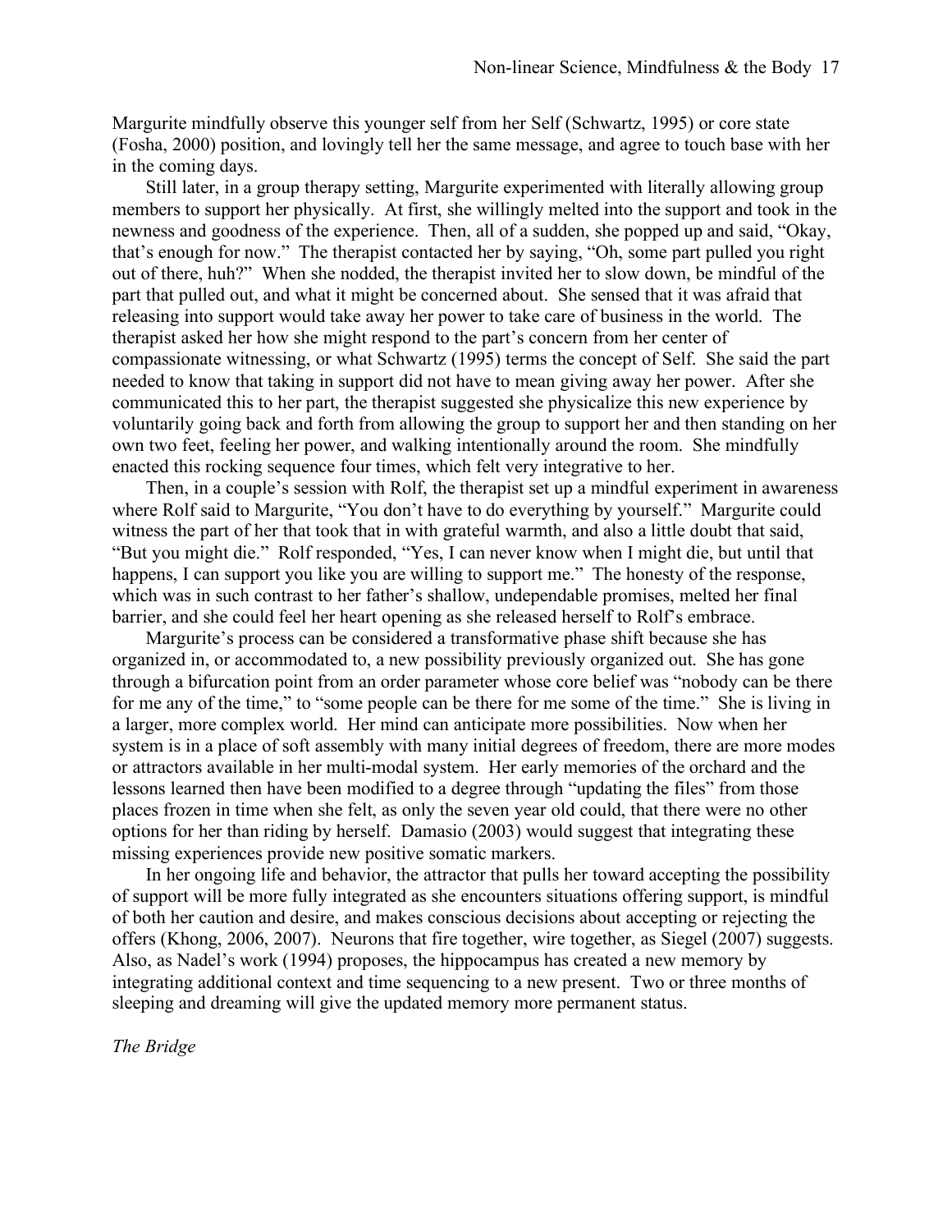Margurite mindfully observe this younger self from her Self (Schwartz, 1995) or core state (Fosha, 2000) position, and lovingly tell her the same message, and agree to touch base with her in the coming days.

Still later, in a group therapy setting, Margurite experimented with literally allowing group members to support her physically. At first, she willingly melted into the support and took in the newness and goodness of the experience. Then, all of a sudden, she popped up and said, "Okay, that's enough for now." The therapist contacted her by saying, "Oh, some part pulled you right out of there, huh?" When she nodded, the therapist invited her to slow down, be mindful of the part that pulled out, and what it might be concerned about. She sensed that it was afraid that releasing into support would take away her power to take care of business in the world. The therapist asked her how she might respond to the part's concern from her center of compassionate witnessing, or what Schwartz (1995) terms the concept of Self. She said the part needed to know that taking in support did not have to mean giving away her power. After she communicated this to her part, the therapist suggested she physicalize this new experience by voluntarily going back and forth from allowing the group to support her and then standing on her own two feet, feeling her power, and walking intentionally around the room. She mindfully enacted this rocking sequence four times, which felt very integrative to her.

Then, in a couple's session with Rolf, the therapist set up a mindful experiment in awareness where Rolf said to Margurite, "You don't have to do everything by yourself." Margurite could witness the part of her that took that in with grateful warmth, and also a little doubt that said, "But you might die." Rolf responded, "Yes, I can never know when I might die, but until that happens, I can support you like you are willing to support me." The honesty of the response, which was in such contrast to her father's shallow, undependable promises, melted her final barrier, and she could feel her heart opening as she released herself to Rolf's embrace.

Margurite's process can be considered a transformative phase shift because she has organized in, or accommodated to, a new possibility previously organized out. She has gone through a bifurcation point from an order parameter whose core belief was "nobody can be there for me any of the time," to "some people can be there for me some of the time." She is living in a larger, more complex world. Her mind can anticipate more possibilities. Now when her system is in a place of soft assembly with many initial degrees of freedom, there are more modes or attractors available in her multi-modal system. Her early memories of the orchard and the lessons learned then have been modified to a degree through "updating the files" from those places frozen in time when she felt, as only the seven year old could, that there were no other options for her than riding by herself. Damasio (2003) would suggest that integrating these missing experiences provide new positive somatic markers.

In her ongoing life and behavior, the attractor that pulls her toward accepting the possibility of support will be more fully integrated as she encounters situations offering support, is mindful of both her caution and desire, and makes conscious decisions about accepting or rejecting the offers (Khong, 2006, 2007). Neurons that fire together, wire together, as Siegel (2007) suggests. Also, as Nadel's work (1994) proposes, the hippocampus has created a new memory by integrating additional context and time sequencing to a new present. Two or three months of sleeping and dreaming will give the updated memory more permanent status.

*The Bridge*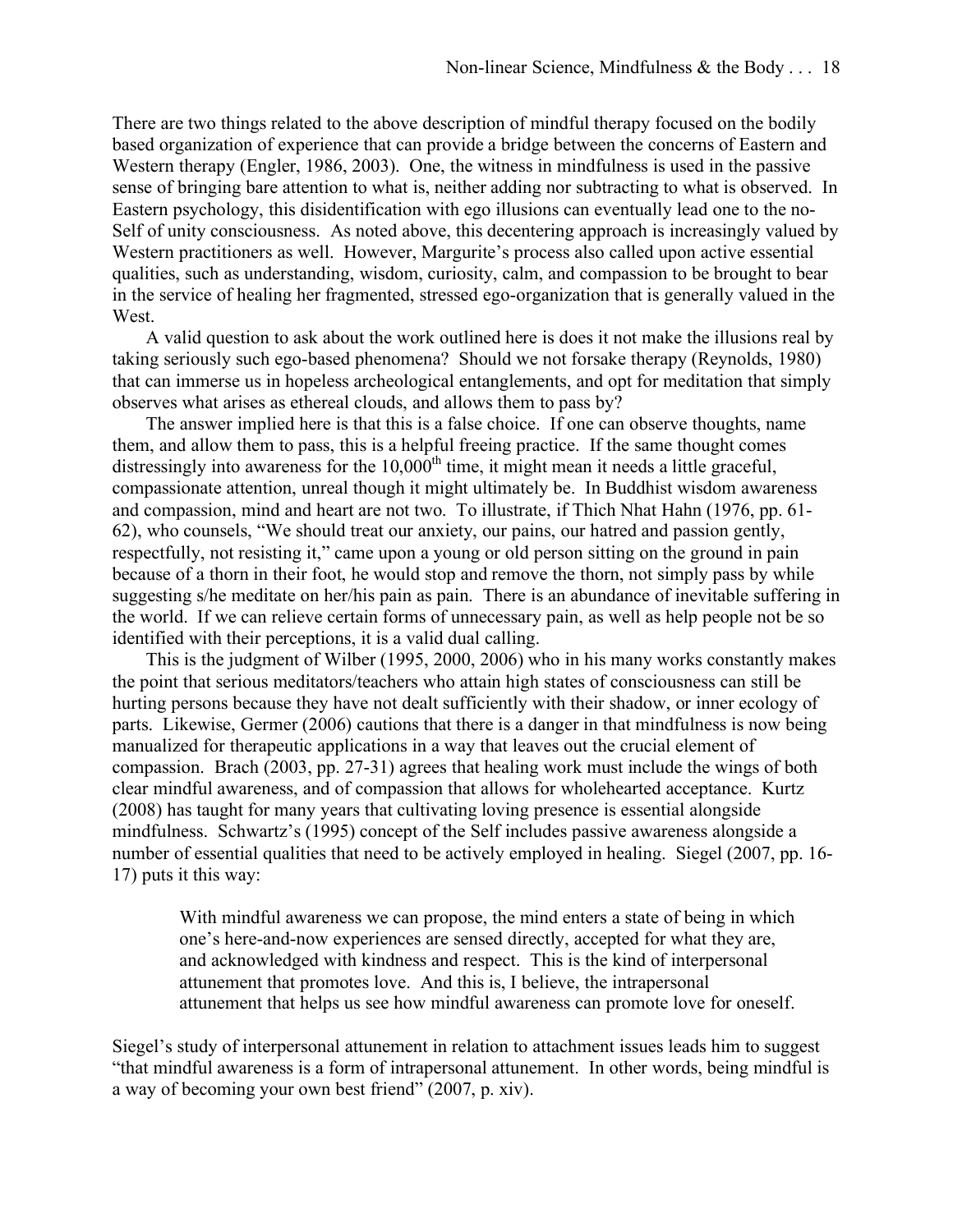There are two things related to the above description of mindful therapy focused on the bodily based organization of experience that can provide a bridge between the concerns of Eastern and Western therapy (Engler, 1986, 2003). One, the witness in mindfulness is used in the passive sense of bringing bare attention to what is, neither adding nor subtracting to what is observed. In Eastern psychology, this disidentification with ego illusions can eventually lead one to the no-Self of unity consciousness. As noted above, this decentering approach is increasingly valued by Western practitioners as well. However, Margurite's process also called upon active essential qualities, such as understanding, wisdom, curiosity, calm, and compassion to be brought to bear in the service of healing her fragmented, stressed ego-organization that is generally valued in the West.

A valid question to ask about the work outlined here is does it not make the illusions real by taking seriously such ego-based phenomena? Should we not forsake therapy (Reynolds, 1980) that can immerse us in hopeless archeological entanglements, and opt for meditation that simply observes what arises as ethereal clouds, and allows them to pass by?

The answer implied here is that this is a false choice. If one can observe thoughts, name them, and allow them to pass, this is a helpful freeing practice. If the same thought comes distressingly into awareness for the 10,000th time, it might mean it needs a little graceful, compassionate attention, unreal though it might ultimately be. In Buddhist wisdom awareness and compassion, mind and heart are not two. To illustrate, if Thich Nhat Hahn (1976, pp. 61-62), who counsels, "We should treat our anxiety, our pains, our hatred and passion gently, respectfully, not resisting it," came upon a young or old person sitting on the ground in pain because of a thorn in their foot, he would stop and remove the thorn, not simply pass by while suggesting s/he meditate on her/his pain as pain. There is an abundance of inevitable suffering in the world. If we can relieve certain forms of unnecessary pain, as well as help people not be so identified with their perceptions, it is a valid dual calling.

This is the judgment of Wilber (1995, 2000, 2006) who in his many works constantly makes the point that serious meditators/teachers who attain high states of consciousness can still be hurting persons because they have not dealt sufficiently with their shadow, or inner ecology of parts. Likewise, Germer (2006) cautions that there is a danger in that mindfulness is now being manualized for therapeutic applications in a way that leaves out the crucial element of compassion. Brach (2003, pp. 27-31) agrees that healing work must include the wings of both clear mindful awareness, and of compassion that allows for wholehearted acceptance. Kurtz (2008) has taught for many years that cultivating loving presence is essential alongside mindfulness. Schwartz's (1995) concept of the Self includes passive awareness alongside a number of essential qualities that need to be actively employed in healing. Siegel (2007, pp. 16-17) puts it this way:

> With mindful awareness we can propose, the mind enters a state of being in which one's here-and-now experiences are sensed directly, accepted for what they are, and acknowledged with kindness and respect. This is the kind of interpersonal attunement that promotes love. And this is, I believe, the intrapersonal attunement that helps us see how mindful awareness can promote love for oneself.

Siegel's study of interpersonal attunement in relation to attachment issues leads him to suggest "that mindful awareness is a form of intrapersonal attunement. In other words, being mindful is a way of becoming your own best friend" (2007, p. xiv).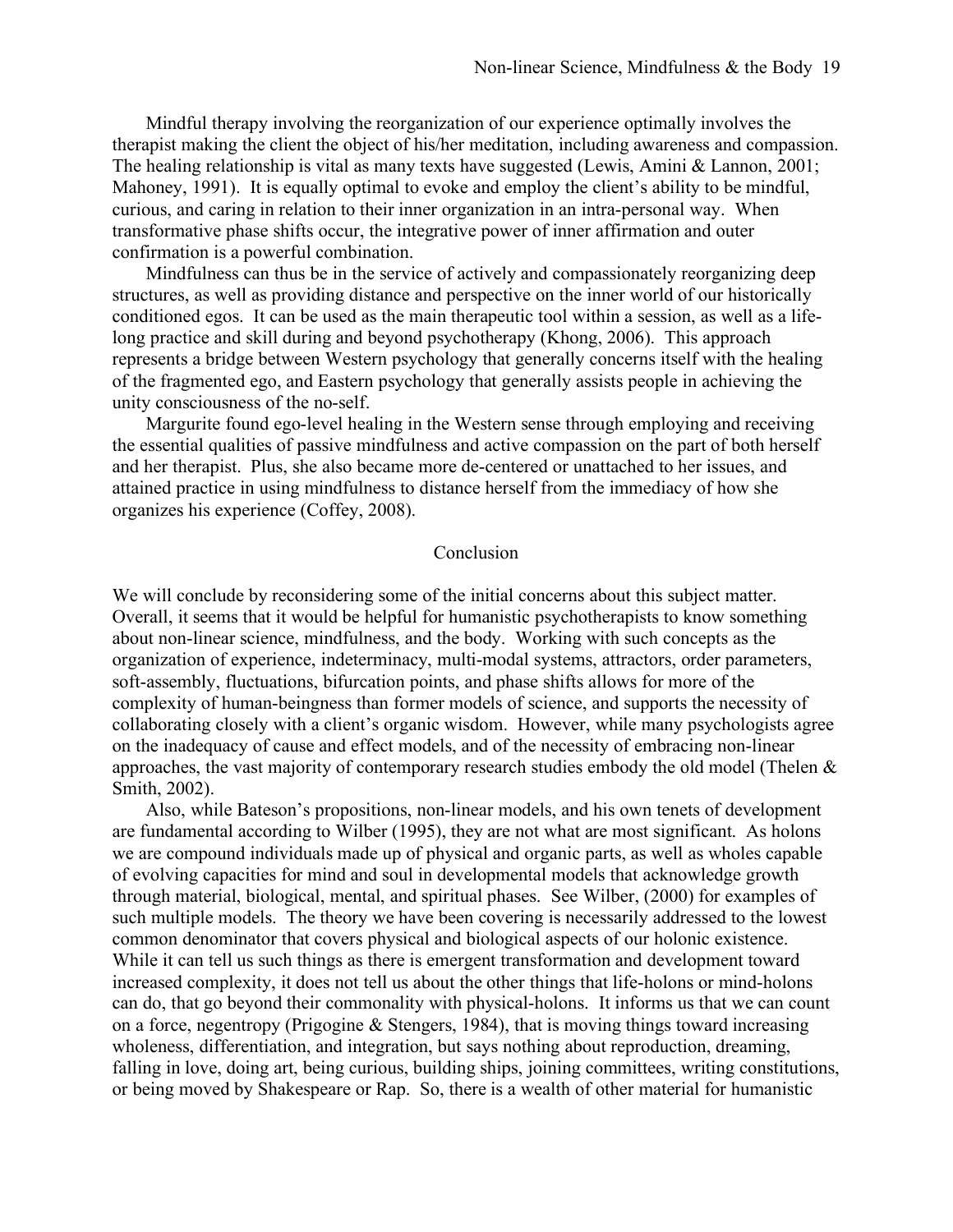Mindful therapy involving the reorganization of our experience optimally involves the therapist making the client the object of his/her meditation, including awareness and compassion. The healing relationship is vital as many texts have suggested (Lewis, Amini & Lannon, 2001; Mahoney, 1991). It is equally optimal to evoke and employ the client's ability to be mindful, curious, and caring in relation to their inner organization in an intra-personal way. When transformative phase shifts occur, the integrative power of inner affirmation and outer confirmation is a powerful combination.

Mindfulness can thus be in the service of actively and compassionately reorganizing deep structures, as well as providing distance and perspective on the inner world of our historically conditioned egos. It can be used as the main therapeutic tool within a session, as well as a life-long practice and skill during and beyond psychotherapy (Khong, 2006). This approach represents a bridge between Western psychology that generally concerns itself with the healing of the fragmented ego, and Eastern psychology that generally assists people in achieving the unity consciousness of the no-self.

Margurite found ego-level healing in the Western sense through employing and receiving the essential qualities of passive mindfulness and active compassion on the part of both herself and her therapist. Plus, she also became more de-centered or unattached to her issues, and attained practice in using mindfulness to distance herself from the immediacy of how she organizes his experience (Coffey, 2008).

## Conclusion

We will conclude by reconsidering some of the initial concerns about this subject matter. Overall, it seems that it would be helpful for humanistic psychotherapists to know something about non-linear science, mindfulness, and the body. Working with such concepts as the organization of experience, indeterminacy, multi-modal systems, attractors, order parameters, soft-assembly, fluctuations, bifurcation points, and phase shifts allows for more of the complexity of human-beingness than former models of science, and supports the necessity of collaborating closely with a client's organic wisdom. However, while many psychologists agree on the inadequacy of cause and effect models, and of the necessity of embracing non-linear approaches, the vast majority of contemporary research studies embody the old model (Thelen & Smith, 2002).

Also, while Bateson's propositions, non-linear models, and his own tenets of development are fundamental according to Wilber (1995), they are not what are most significant. As holons we are compound individuals made up of physical and organic parts, as well as wholes capable of evolving capacities for mind and soul in developmental models that acknowledge growth through material, biological, mental, and spiritual phases. See Wilber, (2000) for examples of such multiple models. The theory we have been covering is necessarily addressed to the lowest common denominator that covers physical and biological aspects of our holonic existence. While it can tell us such things as there is emergent transformation and development toward increased complexity, it does not tell us about the other things that life-holons or mind-holons can do, that go beyond their commonality with physical-holons. It informs us that we can count on a force, negentropy (Prigogine & Stengers, 1984), that is moving things toward increasing wholeness, differentiation, and integration, but says nothing about reproduction, dreaming, falling in love, doing art, being curious, building ships, joining committees, writing constitutions, or being moved by Shakespeare or Rap. So, there is a wealth of other material for humanistic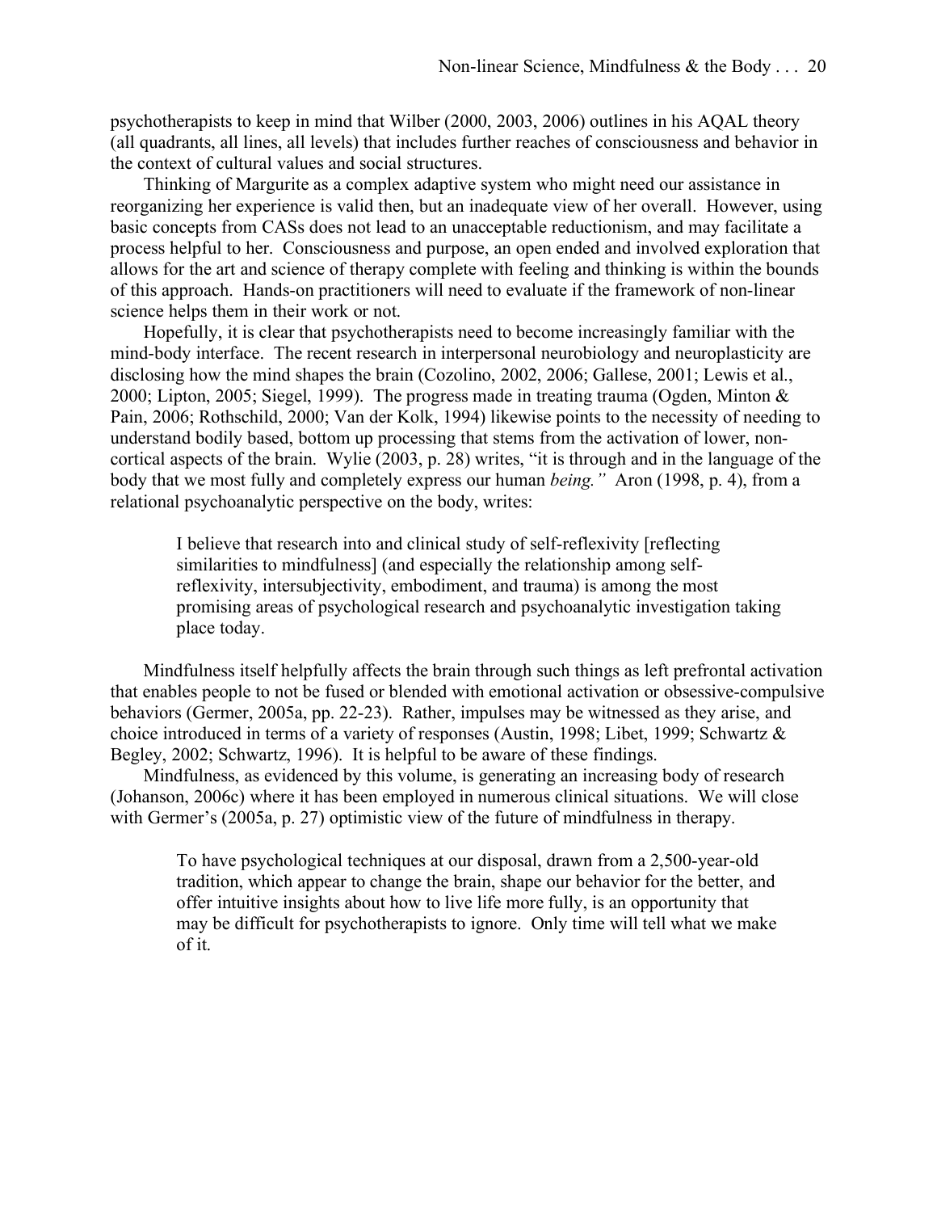psychotherapists to keep in mind that Wilber (2000, 2003, 2006) outlines in his AQAL theory (all quadrants, all lines, all levels) that includes further reaches of consciousness and behavior in the context of cultural values and social structures.

Thinking of Margurite as a complex adaptive system who might need our assistance in reorganizing her experience is valid then, but an inadequate view of her overall. However, using basic concepts from CASs does not lead to an unacceptable reductionism, and may facilitate a process helpful to her. Consciousness and purpose, an open ended and involved exploration that allows for the art and science of therapy complete with feeling and thinking is within the bounds of this approach. Hands-on practitioners will need to evaluate if the framework of non-linear science helps them in their work or not.

Hopefully, it is clear that psychotherapists need to become increasingly familiar with the mind-body interface. The recent research in interpersonal neurobiology and neuroplasticity are disclosing how the mind shapes the brain (Cozolino, 2002, 2006; Gallese, 2001; Lewis et al., 2000; Lipton, 2005; Siegel, 1999). The progress made in treating trauma (Ogden, Minton & Pain, 2006; Rothschild, 2000; Van der Kolk, 1994) likewise points to the necessity of needing to understand bodily based, bottom up processing that stems from the activation of lower, non-cortical aspects of the brain. Wylie (2003, p. 28) writes, "it is through and in the language of the body that we most fully and completely express our human *being."* Aron (1998, p. 4), from a relational psychoanalytic perspective on the body, writes:

> I believe that research into and clinical study of self-reflexivity [reflecting similarities to mindfulness] (and especially the relationship among self-reflexivity, intersubjectivity, embodiment, and trauma) is among the most promising areas of psychological research and psychoanalytic investigation taking place today.

Mindfulness itself helpfully affects the brain through such things as left prefrontal activation that enables people to not be fused or blended with emotional activation or obsessive-compulsive behaviors (Germer, 2005a, pp. 22-23). Rather, impulses may be witnessed as they arise, and choice introduced in terms of a variety of responses (Austin, 1998; Libet, 1999; Schwartz & Begley, 2002; Schwartz, 1996). It is helpful to be aware of these findings.

Mindfulness, as evidenced by this volume, is generating an increasing body of research (Johanson, 2006c) where it has been employed in numerous clinical situations. We will close with Germer's (2005a, p. 27) optimistic view of the future of mindfulness in therapy.

> To have psychological techniques at our disposal, drawn from a 2,500-year-old tradition, which appear to change the brain, shape our behavior for the better, and offer intuitive insights about how to live life more fully, is an opportunity that may be difficult for psychotherapists to ignore. Only time will tell what we make of it.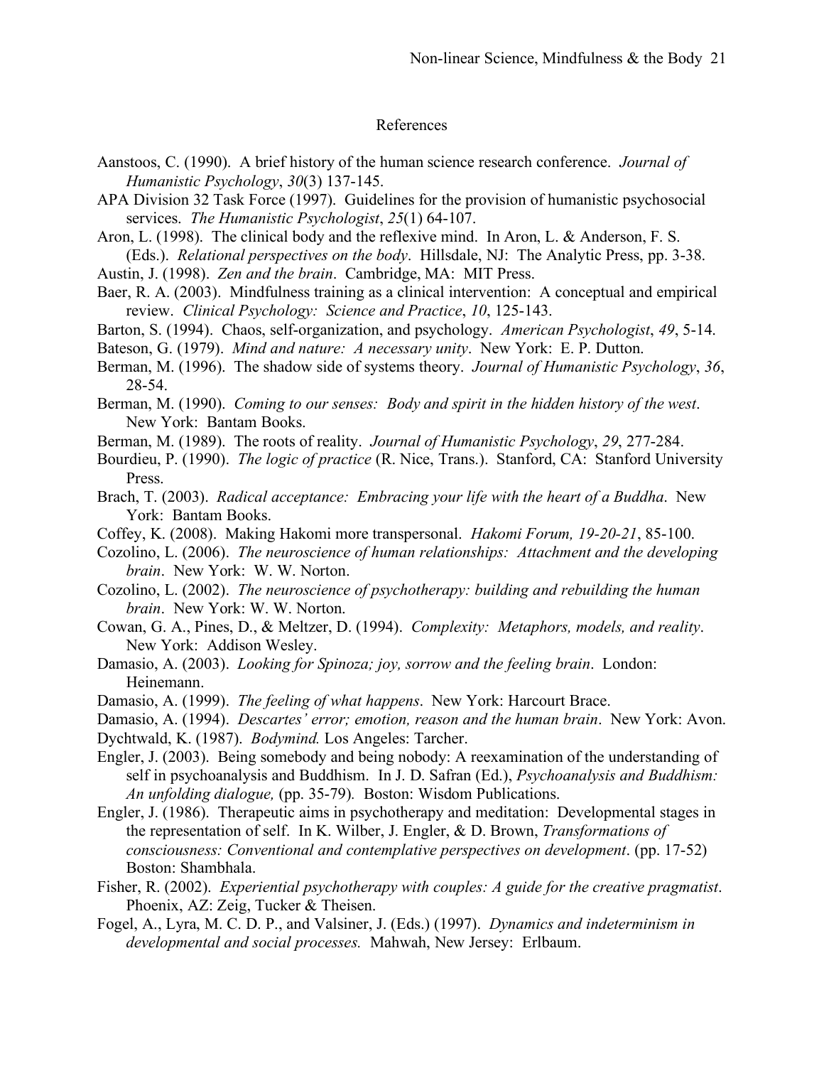# References

Aanstoos, C. (1990). A brief history of the human science research conference. *Journal of Humanistic Psychology*, *30*(3) 137-145.

APA Division 32 Task Force (1997). Guidelines for the provision of humanistic psychosocial services. *The Humanistic Psychologist*, *25*(1) 64-107.

Aron, L. (1998). The clinical body and the reflexive mind. In Aron, L. & Anderson, F. S. (Eds.). *Relational perspectives on the body*. Hillsdale, NJ: The Analytic Press, pp. 3-38.

Austin, J. (1998). *Zen and the brain*. Cambridge, MA: MIT Press.

Baer, R. A. (2003). Mindfulness training as a clinical intervention: A conceptual and empirical review. *Clinical Psychology: Science and Practice*, *10*, 125-143.

Barton, S. (1994). Chaos, self-organization, and psychology. *American Psychologist*, *49*, 5-14.

Bateson, G. (1979). *Mind and nature: A necessary unity*. New York: E. P. Dutton.

Berman, M. (1996). The shadow side of systems theory. *Journal of Humanistic Psychology*, *36*, 28-54.

Berman, M. (1990). *Coming to our senses: Body and spirit in the hidden history of the west*. New York: Bantam Books.

Berman, M. (1989). The roots of reality. *Journal of Humanistic Psychology*, *29*, 277-284.

Bourdieu, P. (1990). *The logic of practice* (R. Nice, Trans.). Stanford, CA: Stanford University Press.

Brach, T. (2003). *Radical acceptance: Embracing your life with the heart of a Buddha*. New York: Bantam Books.

Coffey, K. (2008). Making Hakomi more transpersonal. *Hakomi Forum, 19-20-21*, 85-100.

Cozolino, L. (2006). *The neuroscience of human relationships: Attachment and the developing brain*. New York: W. W. Norton.

Cozolino, L. (2002). *The neuroscience of psychotherapy: building and rebuilding the human brain*. New York: W. W. Norton.

Cowan, G. A., Pines, D., & Meltzer, D. (1994). *Complexity: Metaphors, models, and reality*. New York: Addison Wesley.

Damasio, A. (2003). *Looking for Spinoza; joy, sorrow and the feeling brain*. London: Heinemann.

Damasio, A. (1999). *The feeling of what happens*. New York: Harcourt Brace.

Damasio, A. (1994). *Descartes' error; emotion, reason and the human brain*. New York: Avon.

Dychtwald, K. (1987). *Bodymind.* Los Angeles: Tarcher.

Engler, J. (2003). Being somebody and being nobody: A reexamination of the understanding of self in psychoanalysis and Buddhism. In J. D. Safran (Ed.), *Psychoanalysis and Buddhism: An unfolding dialogue,* (pp. 35-79)*.* Boston: Wisdom Publications.

Engler, J. (1986). Therapeutic aims in psychotherapy and meditation: Developmental stages in the representation of self. In K. Wilber, J. Engler, & D. Brown, *Transformations of consciousness: Conventional and contemplative perspectives on development*. (pp. 17-52) Boston: Shambhala.

Fisher, R. (2002). *Experiential psychotherapy with couples: A guide for the creative pragmatist*. Phoenix, AZ: Zeig, Tucker & Theisen.

Fogel, A., Lyra, M. C. D. P., and Valsiner, J. (Eds.) (1997). *Dynamics and indeterminism in developmental and social processes.* Mahwah, New Jersey: Erlbaum.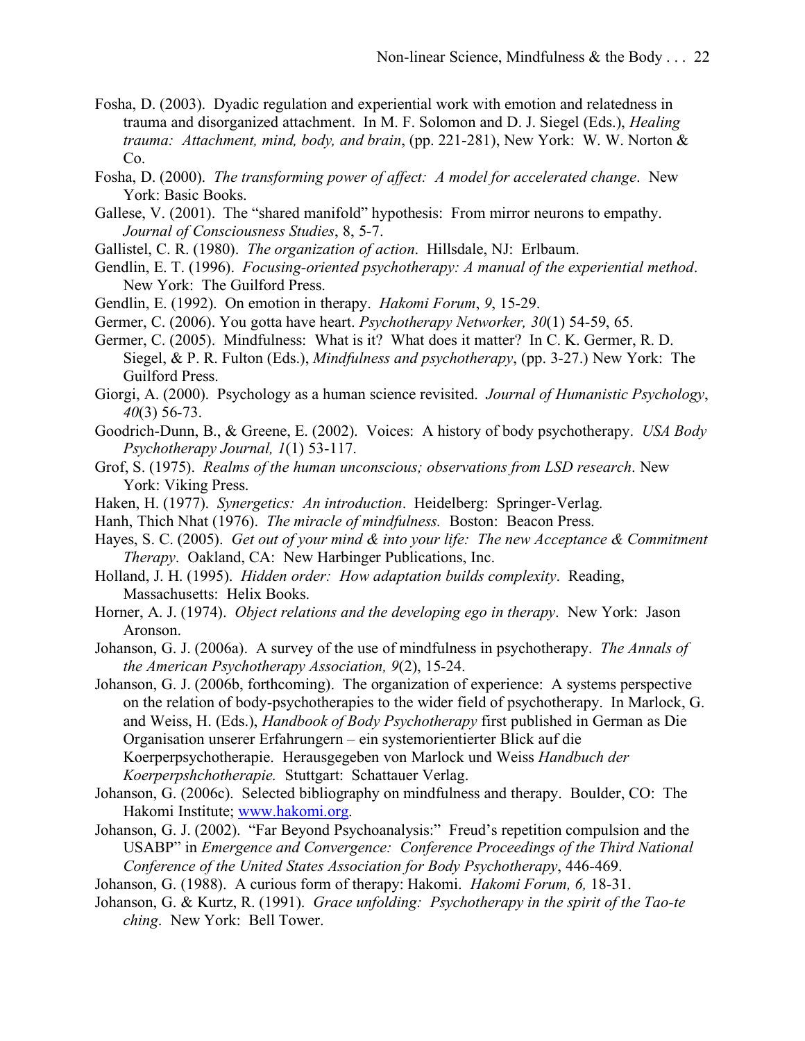Fosha, D. (2003). Dyadic regulation and experiential work with emotion and relatedness in trauma and disorganized attachment. In M. F. Solomon and D. J. Siegel (Eds.), *Healing trauma: Attachment, mind, body, and brain*, (pp. 221-281), New York: W. W. Norton & Co.

Fosha, D. (2000). *The transforming power of affect: A model for accelerated change*. New York: Basic Books.

Gallese, V. (2001). The "shared manifold" hypothesis: From mirror neurons to empathy. *Journal of Consciousness Studies*, 8, 5-7.

Gallistel, C. R. (1980). *The organization of action*. Hillsdale, NJ: Erlbaum.

Gendlin, E. T. (1996). *Focusing-oriented psychotherapy: A manual of the experiential method*. New York: The Guilford Press.

Gendlin, E. (1992). On emotion in therapy. *Hakomi Forum*, *9*, 15-29.

Germer, C. (2006). You gotta have heart. *Psychotherapy Networker, 30*(1) 54-59, 65.

Germer, C. (2005). Mindfulness: What is it? What does it matter? In C. K. Germer, R. D. Siegel, & P. R. Fulton (Eds.), *Mindfulness and psychotherapy*, (pp. 3-27.) New York: The Guilford Press.

Giorgi, A. (2000). Psychology as a human science revisited. *Journal of Humanistic Psychology*, *40*(3) 56-73.

Goodrich-Dunn, B., & Greene, E. (2002). Voices: A history of body psychotherapy. *USA Body Psychotherapy Journal, 1*(1) 53-117.

Grof, S. (1975). *Realms of the human unconscious; observations from LSD research*. New York: Viking Press.

Haken, H. (1977). *Synergetics: An introduction*. Heidelberg: Springer-Verlag.

Hanh, Thich Nhat (1976). *The miracle of mindfulness.* Boston: Beacon Press.

Hayes, S. C. (2005). *Get out of your mind & into your life: The new Acceptance & Commitment Therapy*. Oakland, CA: New Harbinger Publications, Inc.

Holland, J. H. (1995). *Hidden order: How adaptation builds complexity*. Reading, Massachusetts: Helix Books.

Horner, A. J. (1974). *Object relations and the developing ego in therapy*. New York: Jason Aronson.

Johanson, G. J. (2006a). A survey of the use of mindfulness in psychotherapy. *The Annals of the American Psychotherapy Association, 9*(2), 15-24.

Johanson, G. J. (2006b, forthcoming). The organization of experience: A systems perspective on the relation of body-psychotherapies to the wider field of psychotherapy. In Marlock, G. and Weiss, H. (Eds.), *Handbook of Body Psychotherapy* first published in German as Die Organisation unserer Erfahrungern – ein systemorientierter Blick auf die Koerperpsychotherapie. Herausgegeben von Marlock und Weiss *Handbuch der Koerperpshchotherapie.* Stuttgart: Schattauer Verlag.

Johanson, G. (2006c). Selected bibliography on mindfulness and therapy. Boulder, CO: The Hakomi Institute; www.hakomi.org.

Johanson, G. J. (2002). "Far Beyond Psychoanalysis:" Freud's repetition compulsion and the USABP" in *Emergence and Convergence: Conference Proceedings of the Third National Conference of the United States Association for Body Psychotherapy*, 446-469.

Johanson, G. (1988). A curious form of therapy: Hakomi. *Hakomi Forum, 6,* 18-31.

Johanson, G. & Kurtz, R. (1991). *Grace unfolding: Psychotherapy in the spirit of the Tao-te ching*. New York: Bell Tower.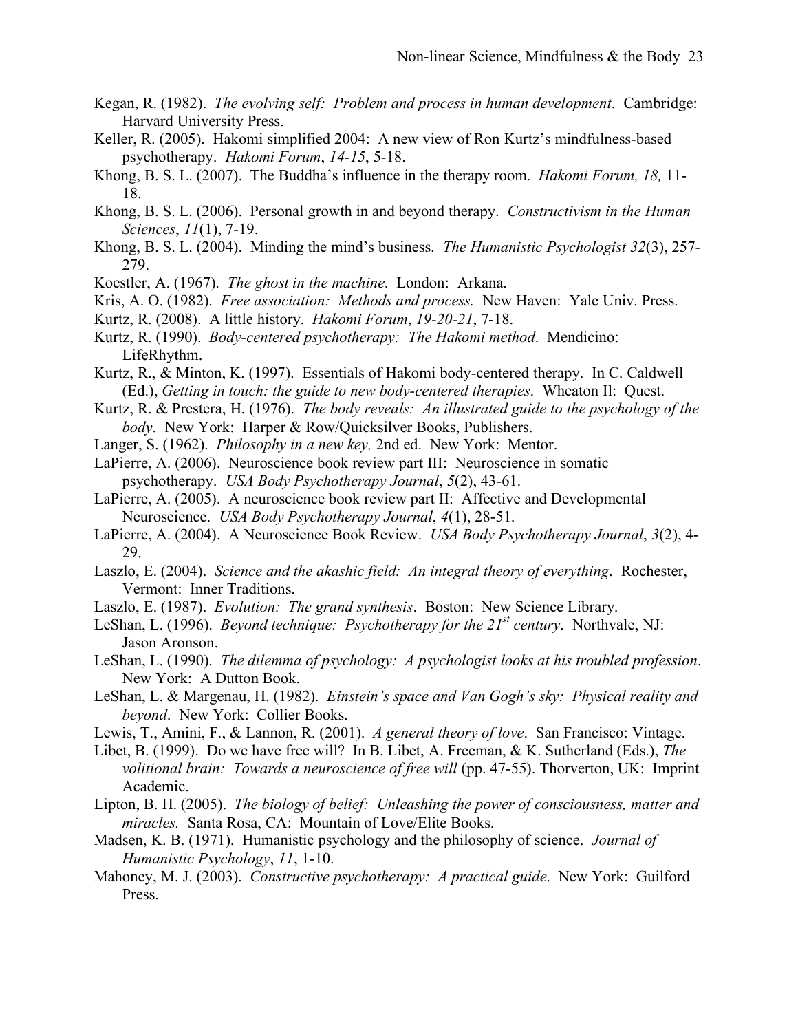Kegan, R. (1982). *The evolving self: Problem and process in human development*. Cambridge: Harvard University Press.

Keller, R. (2005). Hakomi simplified 2004: A new view of Ron Kurtz's mindfulness-based psychotherapy. *Hakomi Forum*, *14-15*, 5-18.

Khong, B. S. L. (2007). The Buddha's influence in the therapy room. *Hakomi Forum, 18,* 11-18.

Khong, B. S. L. (2006). Personal growth in and beyond therapy. *Constructivism in the Human Sciences*, *11*(1), 7-19.

Khong, B. S. L. (2004). Minding the mind's business. *The Humanistic Psychologist 32*(3), 257-279.

Koestler, A. (1967). *The ghost in the machine*. London: Arkana.

Kris, A. O. (1982). *Free association: Methods and process.* New Haven: Yale Univ. Press.

Kurtz, R. (2008). A little history. *Hakomi Forum*, *19-20-21*, 7-18.

Kurtz, R. (1990). *Body-centered psychotherapy: The Hakomi method*. Mendicino: LifeRhythm.

Kurtz, R., & Minton, K. (1997). Essentials of Hakomi body-centered therapy. In C. Caldwell (Ed.), *Getting in touch: the guide to new body-centered therapies*. Wheaton Il: Quest.

Kurtz, R. & Prestera, H. (1976). *The body reveals: An illustrated guide to the psychology of the body*. New York: Harper & Row/Quicksilver Books, Publishers.

Langer, S. (1962). *Philosophy in a new key,* 2nd ed. New York: Mentor.

LaPierre, A. (2006). Neuroscience book review part III: Neuroscience in somatic psychotherapy. *USA Body Psychotherapy Journal*, *5*(2), 43-61.

LaPierre, A. (2005). A neuroscience book review part II: Affective and Developmental Neuroscience. *USA Body Psychotherapy Journal*, *4*(1), 28-51.

LaPierre, A. (2004). A Neuroscience Book Review. *USA Body Psychotherapy Journal*, *3*(2), 4-29.

Laszlo, E. (2004). *Science and the akashic field: An integral theory of everything*. Rochester, Vermont: Inner Traditions.

Laszlo, E. (1987). *Evolution: The grand synthesis*. Boston: New Science Library.

LeShan, L. (1996). *Beyond technique: Psychotherapy for the 21st century*. Northvale, NJ: Jason Aronson.

LeShan, L. (1990). *The dilemma of psychology: A psychologist looks at his troubled profession*. New York: A Dutton Book.

LeShan, L. & Margenau, H. (1982). *Einstein's space and Van Gogh's sky: Physical reality and beyond*. New York: Collier Books.

Lewis, T., Amini, F., & Lannon, R. (2001). *A general theory of love*. San Francisco: Vintage.

Libet, B. (1999). Do we have free will? In B. Libet, A. Freeman, & K. Sutherland (Eds.), *The volitional brain: Towards a neuroscience of free will* (pp. 47-55). Thorverton, UK: Imprint Academic.

Lipton, B. H. (2005). *The biology of belief: Unleashing the power of consciousness, matter and miracles.* Santa Rosa, CA: Mountain of Love/Elite Books.

Madsen, K. B. (1971). Humanistic psychology and the philosophy of science. *Journal of Humanistic Psychology*, *11*, 1-10.

Mahoney, M. J. (2003). *Constructive psychotherapy: A practical guide*. New York: Guilford Press.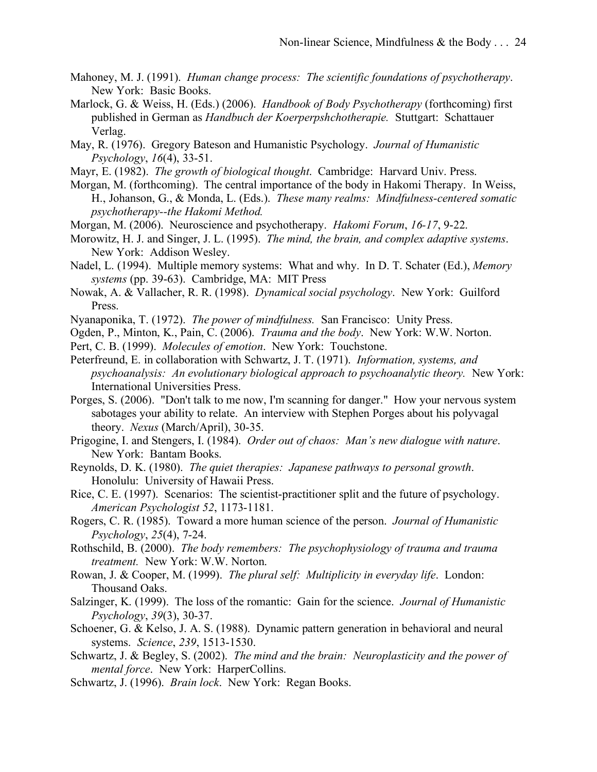Mahoney, M. J. (1991). *Human change process: The scientific foundations of psychotherapy*. New York: Basic Books.

Marlock, G. & Weiss, H. (Eds.) (2006). *Handbook of Body Psychotherapy* (forthcoming) first published in German as *Handbuch der Koerperpshchotherapie.* Stuttgart: Schattauer Verlag.

May, R. (1976). Gregory Bateson and Humanistic Psychology. *Journal of Humanistic Psychology*, *16*(4), 33-51.

Mayr, E. (1982). *The growth of biological thought*. Cambridge: Harvard Univ. Press.

Morgan, M. (forthcoming). The central importance of the body in Hakomi Therapy. In Weiss, H., Johanson, G., & Monda, L. (Eds.). *These many realms: Mindfulness-centered somatic psychotherapy--the Hakomi Method.*

Morgan, M. (2006). Neuroscience and psychotherapy. *Hakomi Forum*, *16-17*, 9-22.

Morowitz, H. J. and Singer, J. L. (1995). *The mind, the brain, and complex adaptive systems*. New York: Addison Wesley.

Nadel, L. (1994). Multiple memory systems: What and why. In D. T. Schater (Ed.), *Memory systems* (pp. 39-63). Cambridge, MA: MIT Press

Nowak, A. & Vallacher, R. R. (1998). *Dynamical social psychology*. New York: Guilford Press.

Nyanaponika, T. (1972). *The power of mindfulness.* San Francisco: Unity Press.

Ogden, P., Minton, K., Pain, C. (2006). *Trauma and the body*. New York: W.W. Norton.

Pert, C. B. (1999). *Molecules of emotion*. New York: Touchstone.

Peterfreund, E. in collaboration with Schwartz, J. T. (1971). *Information, systems, and psychoanalysis: An evolutionary biological approach to psychoanalytic theory.* New York: International Universities Press.

Porges, S. (2006). "Don't talk to me now, I'm scanning for danger." How your nervous system sabotages your ability to relate. An interview with Stephen Porges about his polyvagal theory. *Nexus* (March/April), 30-35.

Prigogine, I. and Stengers, I. (1984). *Order out of chaos: Man's new dialogue with nature*. New York: Bantam Books.

Reynolds, D. K. (1980). *The quiet therapies: Japanese pathways to personal growth*. Honolulu: University of Hawaii Press.

Rice, C. E. (1997). Scenarios: The scientist-practitioner split and the future of psychology. *American Psychologist 52*, 1173-1181.

Rogers, C. R. (1985). Toward a more human science of the person. *Journal of Humanistic Psychology*, *25*(4), 7-24.

Rothschild, B. (2000). *The body remembers: The psychophysiology of trauma and trauma treatment.* New York: W.W. Norton.

Rowan, J. & Cooper, M. (1999). *The plural self: Multiplicity in everyday life*. London: Thousand Oaks.

Salzinger, K. (1999). The loss of the romantic: Gain for the science. *Journal of Humanistic Psychology*, *39*(3), 30-37.

Schoener, G. & Kelso, J. A. S. (1988). Dynamic pattern generation in behavioral and neural systems. *Science*, *239*, 1513-1530.

Schwartz, J. & Begley, S. (2002). *The mind and the brain: Neuroplasticity and the power of mental force*. New York: HarperCollins.

Schwartz, J. (1996). *Brain lock*. New York: Regan Books.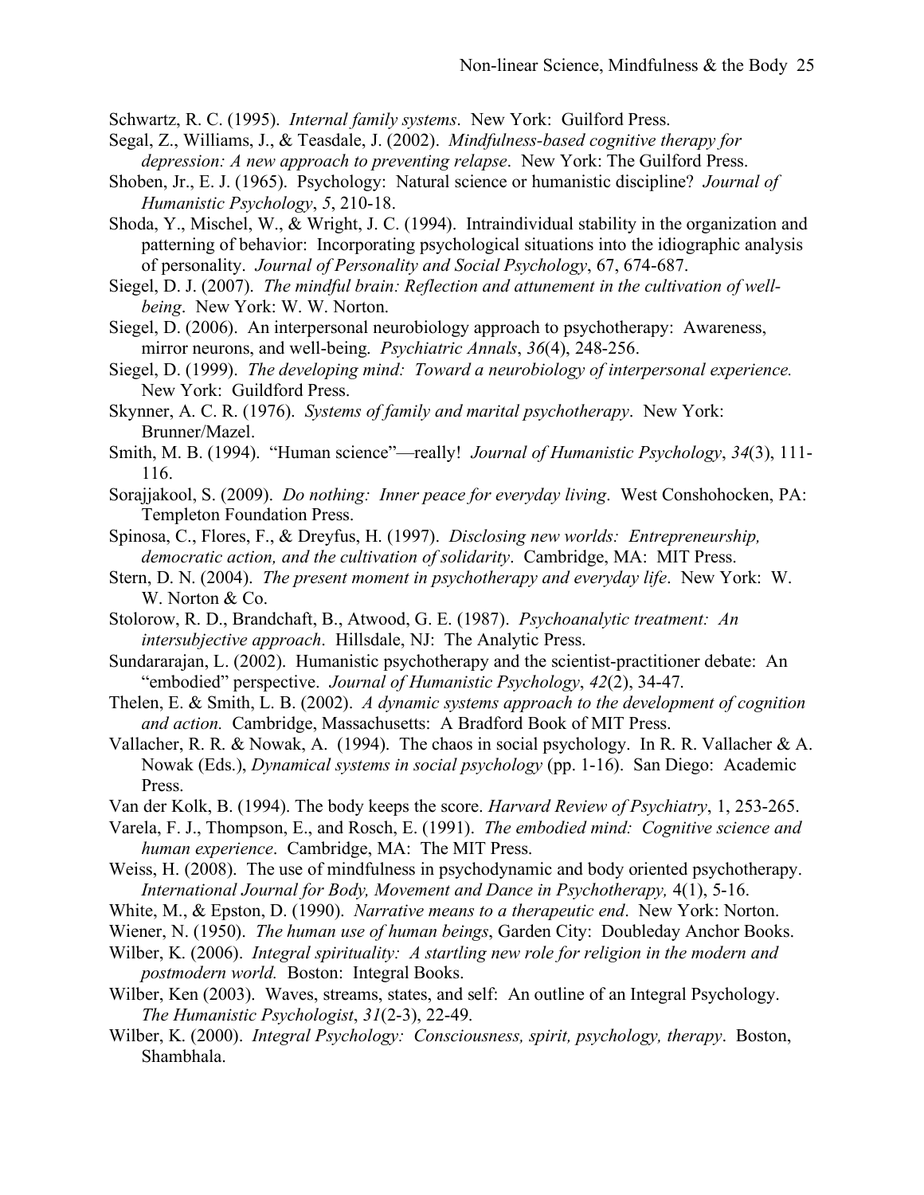Schwartz, R. C. (1995). *Internal family systems*. New York: Guilford Press.

Segal, Z., Williams, J., & Teasdale, J. (2002). *Mindfulness-based cognitive therapy for depression: A new approach to preventing relapse*. New York: The Guilford Press.

Shoben, Jr., E. J. (1965). Psychology: Natural science or humanistic discipline? *Journal of Humanistic Psychology*, *5*, 210-18.

Shoda, Y., Mischel, W., & Wright, J. C. (1994). Intraindividual stability in the organization and patterning of behavior: Incorporating psychological situations into the idiographic analysis of personality. *Journal of Personality and Social Psychology*, 67, 674-687.

Siegel, D. J. (2007). *The mindful brain: Reflection and attunement in the cultivation of well-being*. New York: W. W. Norton.

Siegel, D. (2006). An interpersonal neurobiology approach to psychotherapy: Awareness, mirror neurons, and well-being. *Psychiatric Annals*, *36*(4), 248-256.

Siegel, D. (1999). *The developing mind: Toward a neurobiology of interpersonal experience.* New York: Guildford Press.

Skynner, A. C. R. (1976). *Systems of family and marital psychotherapy*. New York: Brunner/Mazel.

Smith, M. B. (1994). "Human science"—really! *Journal of Humanistic Psychology*, *34*(3), 111-116.

Sorajjakool, S. (2009). *Do nothing: Inner peace for everyday living*. West Conshohocken, PA: Templeton Foundation Press.

Spinosa, C., Flores, F., & Dreyfus, H. (1997). *Disclosing new worlds: Entrepreneurship, democratic action, and the cultivation of solidarity*. Cambridge, MA: MIT Press.

Stern, D. N. (2004). *The present moment in psychotherapy and everyday life*. New York: W. W. Norton & Co.

Stolorow, R. D., Brandchaft, B., Atwood, G. E. (1987). *Psychoanalytic treatment: An intersubjective approach*. Hillsdale, NJ: The Analytic Press.

Sundararajan, L. (2002). Humanistic psychotherapy and the scientist-practitioner debate: An "embodied" perspective. *Journal of Humanistic Psychology*, *42*(2), 34-47.

Thelen, E. & Smith, L. B. (2002). *A dynamic systems approach to the development of cognition and action.* Cambridge, Massachusetts: A Bradford Book of MIT Press.

Vallacher, R. R. & Nowak, A. (1994). The chaos in social psychology. In R. R. Vallacher & A. Nowak (Eds.), *Dynamical systems in social psychology* (pp. 1-16). San Diego: Academic Press.

Van der Kolk, B. (1994). The body keeps the score. *Harvard Review of Psychiatry*, 1, 253-265.

Varela, F. J., Thompson, E., and Rosch, E. (1991). *The embodied mind: Cognitive science and human experience*. Cambridge, MA: The MIT Press.

Weiss, H. (2008). The use of mindfulness in psychodynamic and body oriented psychotherapy. *International Journal for Body, Movement and Dance in Psychotherapy,* 4(1), 5-16.

White, M., & Epston, D. (1990). *Narrative means to a therapeutic end*. New York: Norton.

Wiener, N. (1950). *The human use of human beings*, Garden City: Doubleday Anchor Books.

Wilber, K. (2006). *Integral spirituality: A startling new role for religion in the modern and postmodern world.* Boston: Integral Books.

Wilber, Ken (2003). Waves, streams, states, and self: An outline of an Integral Psychology. *The Humanistic Psychologist*, *31*(2-3), 22-49.

Wilber, K. (2000). *Integral Psychology: Consciousness, spirit, psychology, therapy*. Boston, Shambhala.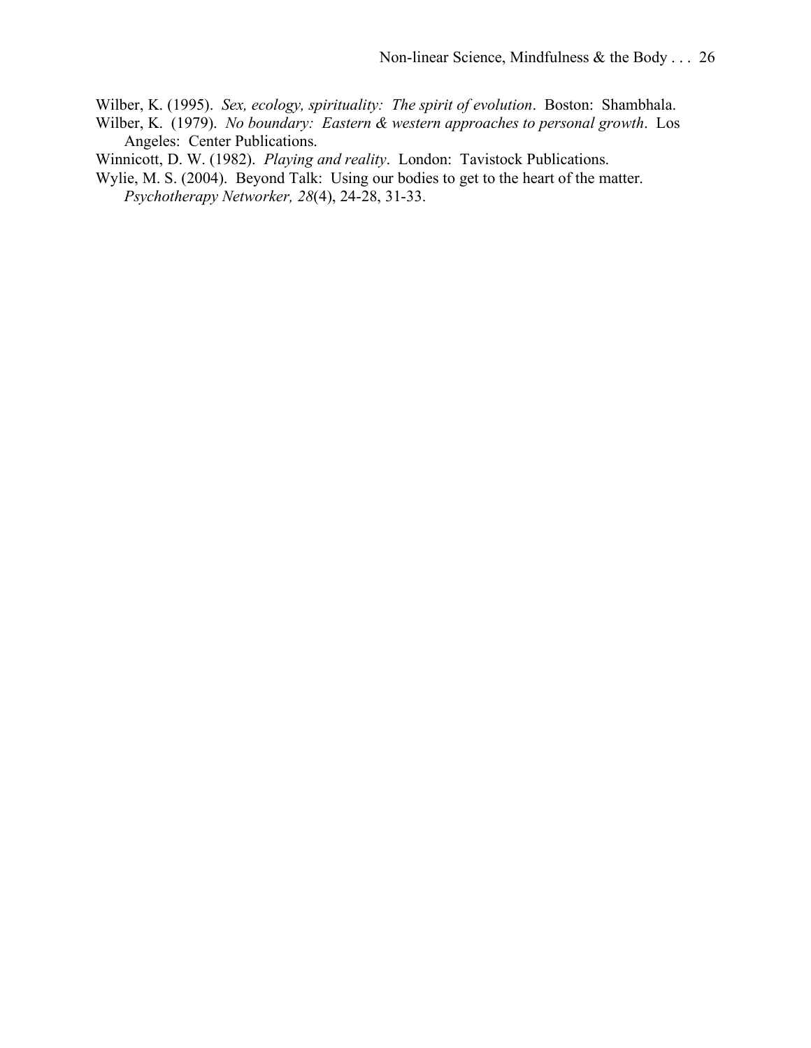Wilber, K. (1995). *Sex, ecology, spirituality: The spirit of evolution*. Boston: Shambhala.

Wilber, K. (1979). *No boundary: Eastern & western approaches to personal growth*. Los Angeles: Center Publications.

Winnicott, D. W. (1982). *Playing and reality*. London: Tavistock Publications.

Wylie, M. S. (2004). Beyond Talk: Using our bodies to get to the heart of the matter. *Psychotherapy Networker, 28*(4), 24-28, 31-33.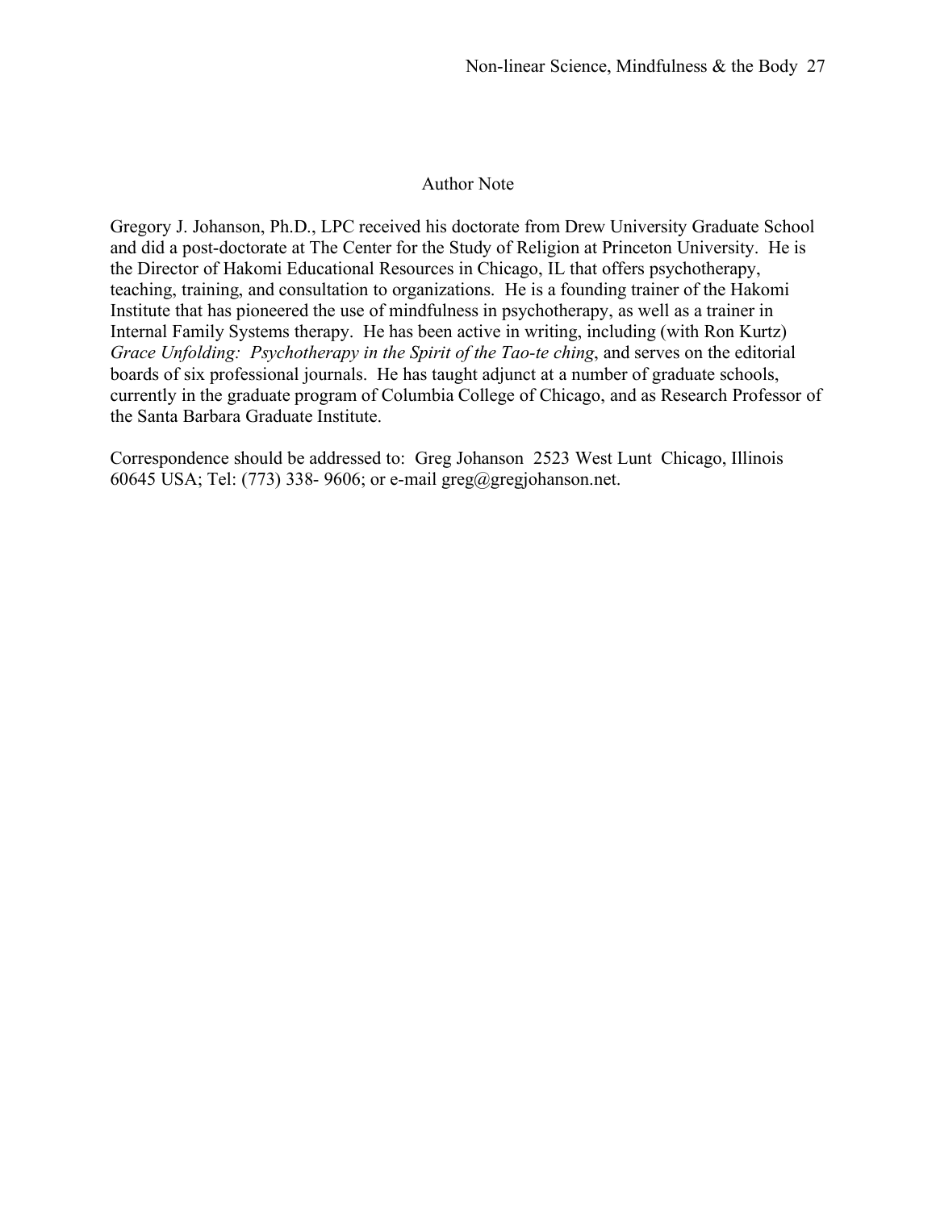## Author Note

Gregory J. Johanson, Ph.D., LPC received his doctorate from Drew University Graduate School and did a post-doctorate at The Center for the Study of Religion at Princeton University. He is the Director of Hakomi Educational Resources in Chicago, IL that offers psychotherapy, teaching, training, and consultation to organizations. He is a founding trainer of the Hakomi Institute that has pioneered the use of mindfulness in psychotherapy, as well as a trainer in Internal Family Systems therapy. He has been active in writing, including (with Ron Kurtz) *Grace Unfolding: Psychotherapy in the Spirit of the Tao-te ching*, and serves on the editorial boards of six professional journals. He has taught adjunct at a number of graduate schools, currently in the graduate program of Columbia College of Chicago, and as Research Professor of the Santa Barbara Graduate Institute.

Correspondence should be addressed to: Greg Johanson 2523 West Lunt Chicago, Illinois 60645 USA; Tel: (773) 338- 9606; or e-mail greg@gregjohanson.net.